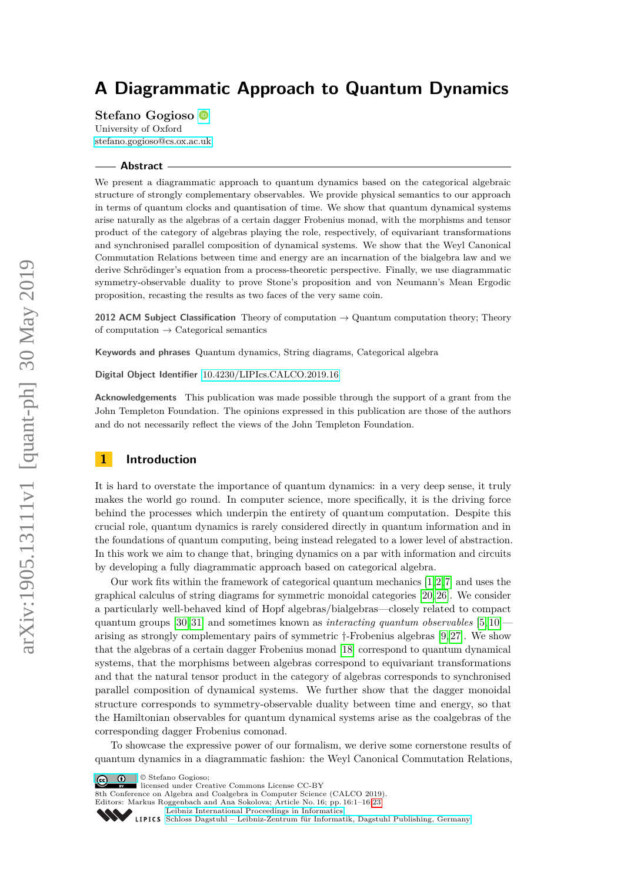# A Diagrammatic Approach to Quantum Dynamics

**Stefano Gogioso**
University of Oxford
stefano.gogioso@cs.ox.ac.uk

## Abstract

We present a diagrammatic approach to quantum dynamics based on the categorical algebraic structure of strongly complementary observables. We provide physical semantics to our approach in terms of quantum clocks and quantisation of time. We show that quantum dynamical systems arise naturally as the algebras of a certain dagger Frobenius monad, with the morphisms and tensor product of the category of algebras playing the role, respectively, of equivariant transformations and synchronised parallel composition of dynamical systems. We show that the Weyl Canonical Commutation Relations between time and energy are an incarnation of the bialgebra law and we derive Schrödinger's equation from a process-theoretic perspective. Finally, we use diagrammatic symmetry-observable duality to prove Stone's proposition and von Neumann's Mean Ergodic proposition, recasting the results as two faces of the very same coin.

**2012 ACM Subject Classification** Theory of computation → Quantum computation theory; Theory of computation → Categorical semantics

**Keywords and phrases** Quantum dynamics, String diagrams, Categorical algebra

**Digital Object Identifier** 10.4230/LIPIcs.CALCO.2019.16

**Acknowledgements** This publication was made possible through the support of a grant from the John Templeton Foundation. The opinions expressed in this publication are those of the authors and do not necessarily reflect the views of the John Templeton Foundation.

## 1 Introduction

It is hard to overstate the importance of quantum dynamics: in a very deep sense, it truly makes the world go round. In computer science, more specifically, it is the driving force behind the processes which underpin the entirety of quantum computation. Despite this crucial role, quantum dynamics is rarely considered directly in quantum information and in the foundations of quantum computing, being instead relegated to a lower level of abstraction. In this work we aim to change that, bringing dynamics on a par with information and circuits by developing a fully diagrammatic approach based on categorical algebra.

Our work fits within the framework of categorical quantum mechanics [1, 2, 7] and uses the graphical calculus of string diagrams for symmetric monoidal categories [20, 26]. We consider a particularly well-behaved kind of Hopf algebras/bialgebras—closely related to compact quantum groups [30, 31] and sometimes known as *interacting quantum observables* [5, 10]—arising as strongly complementary pairs of symmetric †-Frobenius algebras [9, 27]. We show that the algebras of a certain dagger Frobenius monad [18] correspond to quantum dynamical systems, that the morphisms between algebras correspond to equivariant transformations and that the natural tensor product in the category of algebras corresponds to synchronised parallel composition of dynamical systems. We further show that the dagger monoidal structure corresponds to symmetry-observable duality between time and energy, so that the Hamiltonian observables for quantum dynamical systems arise as the coalgebras of the corresponding dagger Frobenius comonad.

To showcase the expressive power of our formalism, we derive some cornerstone results of quantum dynamics in a diagrammatic fashion: the Weyl Canonical Commutation Relations,

© Stefano Gogioso;
licensed under Creative Commons License CC-BY
8th Conference on Algebra and Coalgebra in Computer Science (CALCO 2019).
Editors: Markus Roggenbach and Ana Sokolova; Article No. 16; pp. 16:1–16:23
Leibniz International Proceedings in Informatics
Schloss Dagstuhl – Leibniz-Zentrum für Informatik, Dagstuhl Publishing, Germany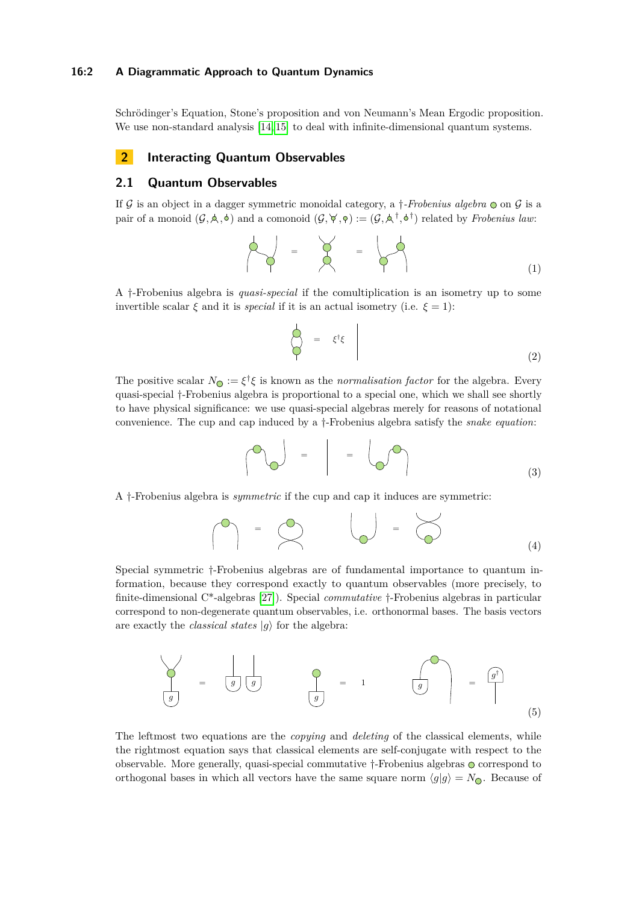Schrödinger's Equation, Stone's proposition and von Neumann's Mean Ergodic proposition. We use non-standard analysis [14, 15] to deal with infinite-dimensional quantum systems.

## 2 Interacting Quantum Observables

### 2.1 Quantum Observables

If $\mathcal{G}$ is an object in a dagger symmetric monoidal category, a †*-Frobenius algebra* on $\mathcal{G}$ is a pair of a monoid $(\mathcal{G}, \cdot, \cdot)$ and a comonoid $(\mathcal{G}, \cdot, \cdot) := (\mathcal{G}, \cdot^\dagger, \cdot^\dagger)$ related by *Frobenius law*:

$$(1)$$

A †-Frobenius algebra is *quasi-special* if the comultiplication is an isometry up to some invertible scalar $\xi$ and it is *special* if it is an actual isometry (i.e. $\xi = 1$):

$$= \xi^\dagger \xi \qquad (2)$$

The positive scalar $N_{\bigcirc} := \xi^\dagger \xi$ is known as the *normalisation factor* for the algebra. Every quasi-special †-Frobenius algebra is proportional to a special one, which we shall see shortly to have physical significance: we use quasi-special algebras merely for reasons of notational convenience. The cup and cap induced by a †-Frobenius algebra satisfy the *snake equation*:

$$(3)$$

A †-Frobenius algebra is *symmetric* if the cup and cap it induces are symmetric:

$$(4)$$

Special symmetric †-Frobenius algebras are of fundamental importance to quantum information, because they correspond exactly to quantum observables (more precisely, to finite-dimensional C*-algebras [27]). Special *commutative* †-Frobenius algebras in particular correspond to non-degenerate quantum observables, i.e. orthonormal bases. The basis vectors are exactly the *classical states* $|g\rangle$ for the algebra:

$$(5)$$

The leftmost two equations are the *copying* and *deleting* of the classical elements, while the rightmost equation says that classical elements are self-conjugate with respect to the observable. More generally, quasi-special commutative †-Frobenius algebras correspond to orthogonal bases in which all vectors have the same square norm $\langle g|g\rangle = N_{\bigcirc}$. Because of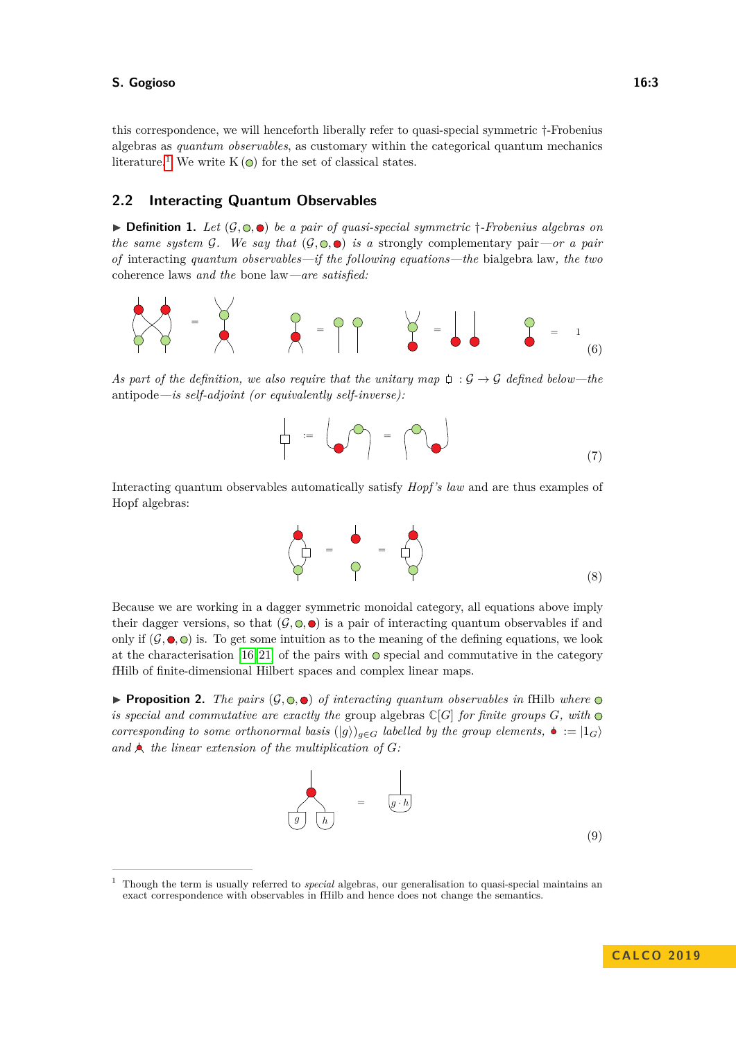this correspondence, we will henceforth liberally refer to quasi-special symmetric †-Frobenius algebras as *quantum observables*, as customary within the categorical quantum mechanics literature.[1] We write K (○) for the set of classical states.

## 2.2 Interacting Quantum Observables

▶ **Definition 1.** *Let* $(\mathcal{G}, ○, ●)$ *be a pair of quasi-special symmetric †-Frobenius algebras on the same system* $\mathcal{G}$. *We say that* $(\mathcal{G}, ○, ●)$ *is a* strongly complementary pair*—or a pair of* interacting *quantum observables—if the following equations—the* bialgebra law*, the two* coherence laws *and the* bone law*—are satisfied:*

$$= \qquad\qquad = \qquad\qquad = \qquad\qquad = \quad 1 \tag{6}$$

*As part of the definition, we also require that the unitary map* $\square : \mathcal{G} \to \mathcal{G}$ *defined below—the* antipode*—is self-adjoint (or equivalently self-inverse):*

$$:= \qquad = \tag{7}$$

Interacting quantum observables automatically satisfy *Hopf's law* and are thus examples of Hopf algebras:

$$= \qquad = \tag{8}$$

Because we are working in a dagger symmetric monoidal category, all equations above imply their dagger versions, so that $(\mathcal{G}, ○, ●)$ is a pair of interacting quantum observables if and only if $(\mathcal{G}, ●, ○)$ is. To get some intuition as to the meaning of the defining equations, we look at the characterisation [16, 21] of the pairs with ○ special and commutative in the category fHilb of finite-dimensional Hilbert spaces and complex linear maps.

▶ **Proposition 2.** *The pairs* $(\mathcal{G}, ○, ●)$ *of interacting quantum observables in* fHilb *where* ○ *is special and commutative are exactly the* group algebras $\mathbb{C}[G]$ *for finite groups* $G$*, with* ○ *corresponding to some orthonormal basis* $(|g\rangle)_{g \in G}$ *labelled by the group elements,* ● $:= |1_G\rangle$ *and* ● *the linear extension of the multiplication of* $G$*:*

$$= \quad g \cdot h \tag{9}$$

---

[1] Though the term is usually referred to *special* algebras, our generalisation to quasi-special maintains an exact correspondence with observables in fHilb and hence does not change the semantics.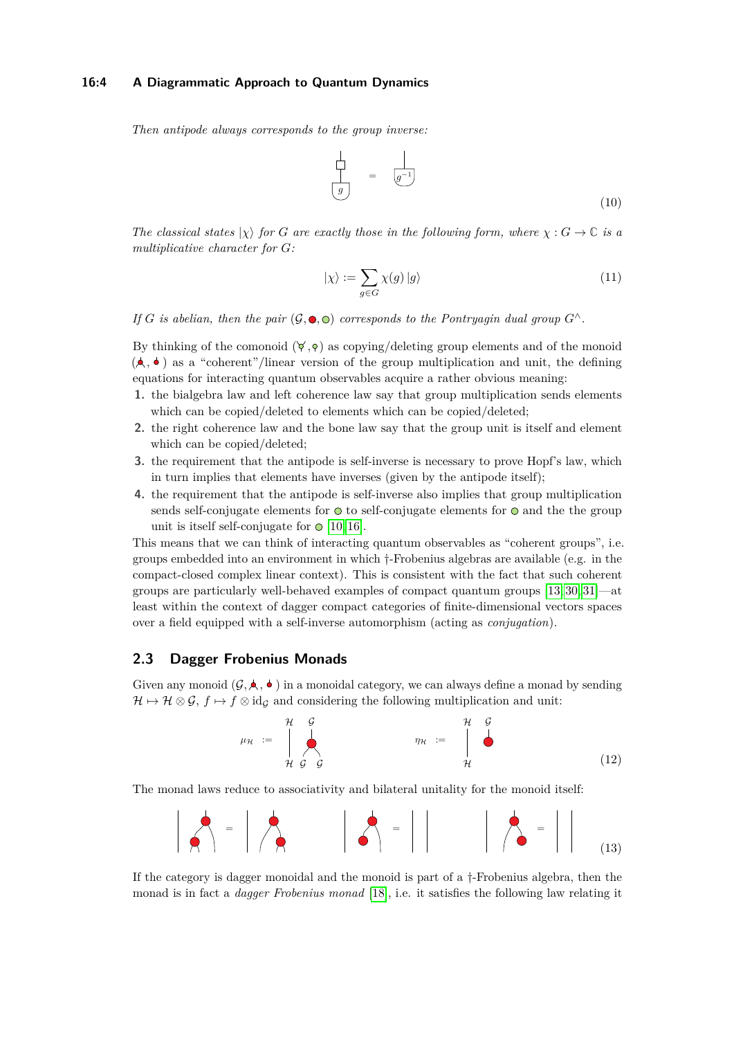*Then antipode always corresponds to the group inverse:*

$$\text{(antipode applied to state } g) = g^{-1} \tag{10}$$

*The classical states $|\chi\rangle$ for $G$ are exactly those in the following form, where $\chi : G \to \mathbb{C}$ is a multiplicative character for $G$:*

$$|\chi\rangle := \sum_{g \in G} \chi(g)\,|g\rangle \tag{11}$$

*If $G$ is abelian, then the pair $(\mathcal{G}, \bullet, \circ)$ corresponds to the Pontryagin dual group $G^\wedge$.*

By thinking of the comonoid (copy, delete) as copying/deleting group elements and of the monoid (multiplication, unit) as a "coherent"/linear version of the group multiplication and unit, the defining equations for interacting quantum observables acquire a rather obvious meaning:

1. the bialgebra law and left coherence law say that group multiplication sends elements which can be copied/deleted to elements which can be copied/deleted;
2. the right coherence law and the bone law say that the group unit is itself and element which can be copied/deleted;
3. the requirement that the antipode is self-inverse is necessary to prove Hopf's law, which in turn implies that elements have inverses (given by the antipode itself);
4. the requirement that the antipode is self-inverse also implies that group multiplication sends self-conjugate elements for $\circ$ to self-conjugate elements for $\circ$ and the the group unit is itself self-conjugate for $\circ$ [10, 16].

This means that we can think of interacting quantum observables as "coherent groups", i.e. groups embedded into an environment in which †-Frobenius algebras are available (e.g. in the compact-closed complex linear context). This is consistent with the fact that such coherent groups are particularly well-behaved examples of compact quantum groups [13, 30, 31]—at least within the context of dagger compact categories of finite-dimensional vectors spaces over a field equipped with a self-inverse automorphism (acting as *conjugation*).

## 2.3 Dagger Frobenius Monads

Given any monoid $(\mathcal{G}, \bullet, \bullet)$ in a monoidal category, we can always define a monad by sending $\mathcal{H} \mapsto \mathcal{H} \otimes \mathcal{G}$, $f \mapsto f \otimes \mathrm{id}_{\mathcal{G}}$ and considering the following multiplication and unit:

$$\mu_{\mathcal{H}} := \mathrm{id}_{\mathcal{H}} \otimes (\mathcal{G} \otimes \mathcal{G} \to \mathcal{G}) \qquad\qquad \eta_{\mathcal{H}} := \mathrm{id}_{\mathcal{H}} \otimes (I \to \mathcal{G}) \tag{12}$$

The monad laws reduce to associativity and bilateral unitality for the monoid itself:

$$\text{(associativity)} \qquad \text{(left unitality)} \qquad \text{(right unitality)} \tag{13}$$

If the category is dagger monoidal and the monoid is part of a †-Frobenius algebra, then the monad is in fact a *dagger Frobenius monad* [18], i.e. it satisfies the following law relating it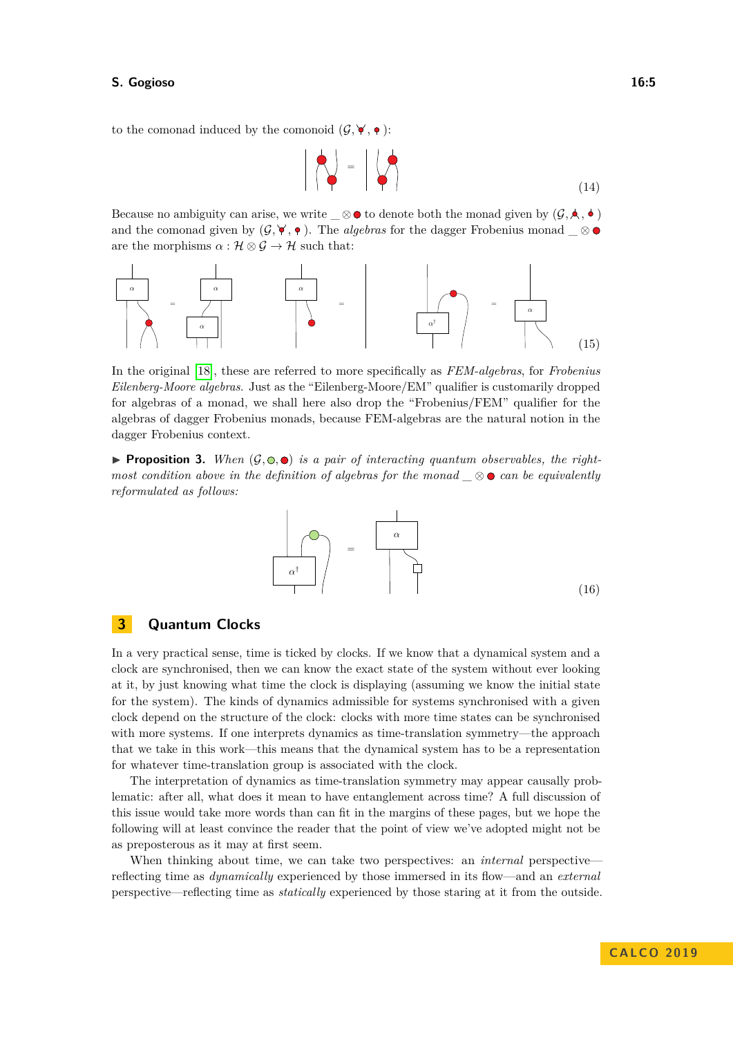to the comonad induced by the comonoid $(\mathcal{G}, \text{comultiplication}, \text{counit})$:

(14)

Because no ambiguity can arise, we write $\_ \otimes$ ● to denote both the monad given by $(\mathcal{G}, \text{multiplication}, \text{unit})$ and the comonad given by $(\mathcal{G}, \text{comultiplication}, \text{counit})$. The *algebras* for the dagger Frobenius monad $\_ \otimes$ ● are the morphisms $\alpha : \mathcal{H} \otimes \mathcal{G} \to \mathcal{H}$ such that:

(15)

In the original [18], these are referred to more specifically as *FEM-algebras*, for *Frobenius Eilenberg-Moore algebras*. Just as the "Eilenberg-Moore/EM" qualifier is customarily dropped for algebras of a monad, we shall here also drop the "Frobenius/FEM" qualifier for the algebras of dagger Frobenius monads, because FEM-algebras are the natural notion in the dagger Frobenius context.

▶ **Proposition 3.** *When $(\mathcal{G}, \circ, \bullet)$ is a pair of interacting quantum observables, the rightmost condition above in the definition of algebras for the monad $\_ \otimes$ ● can be equivalently reformulated as follows:*

(16)

## 3 Quantum Clocks

In a very practical sense, time is ticked by clocks. If we know that a dynamical system and a clock are synchronised, then we can know the exact state of the system without ever looking at it, by just knowing what time the clock is displaying (assuming we know the initial state for the system). The kinds of dynamics admissible for systems synchronised with a given clock depend on the structure of the clock: clocks with more time states can be synchronised with more systems. If one interprets dynamics as time-translation symmetry—the approach that we take in this work—this means that the dynamical system has to be a representation for whatever time-translation group is associated with the clock.

The interpretation of dynamics as time-translation symmetry may appear causally problematic: after all, what does it mean to have entanglement across time? A full discussion of this issue would take more words than can fit in the margins of these pages, but we hope the following will at least convince the reader that the point of view we've adopted might not be as preposterous as it may at first seem.

When thinking about time, we can take two perspectives: an *internal* perspective—reflecting time as *dynamically* experienced by those immersed in its flow—and an *external* perspective—reflecting time as *statically* experienced by those staring at it from the outside.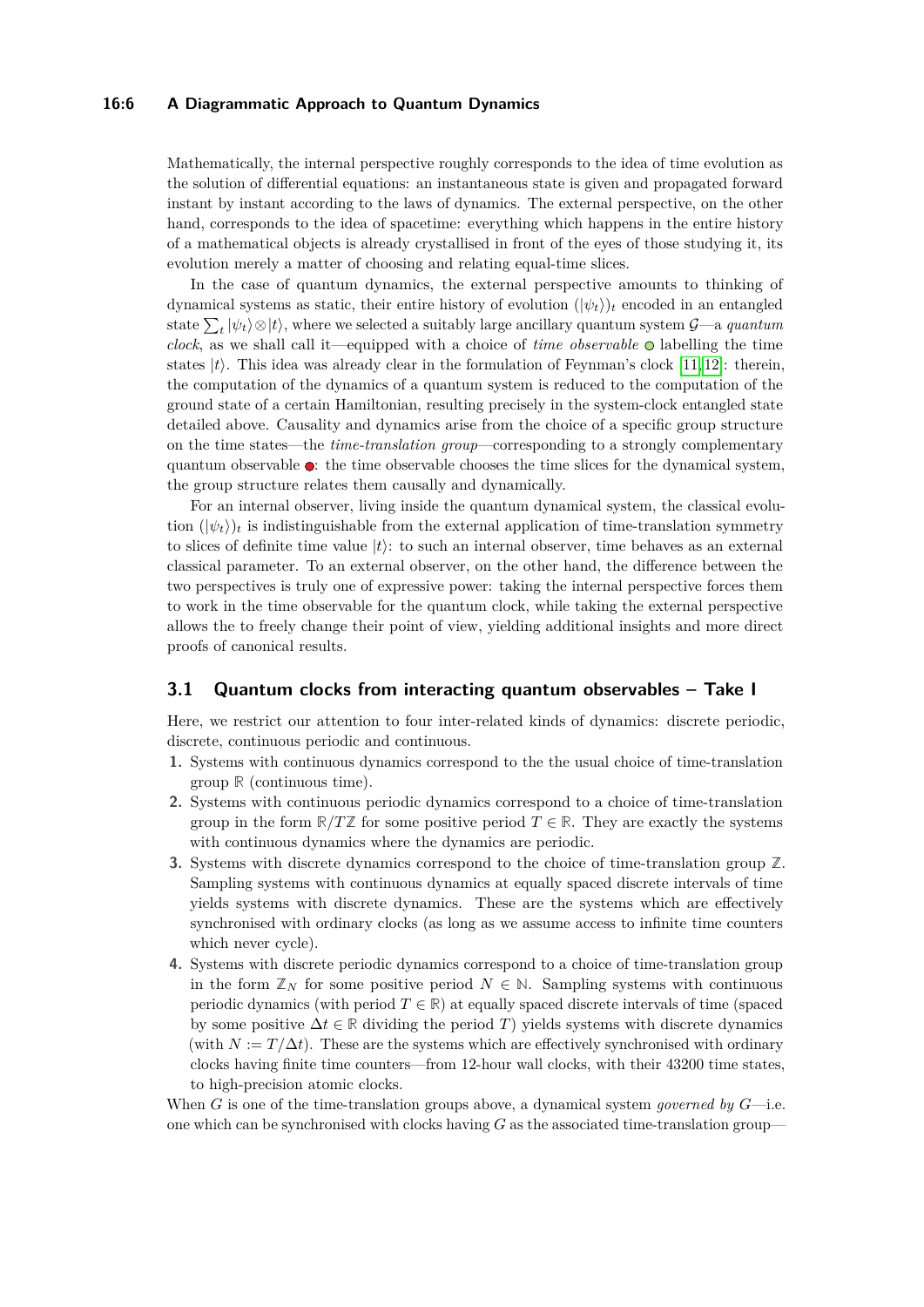Mathematically, the internal perspective roughly corresponds to the idea of time evolution as the solution of differential equations: an instantaneous state is given and propagated forward instant by instant according to the laws of dynamics. The external perspective, on the other hand, corresponds to the idea of spacetime: everything which happens in the entire history of a mathematical objects is already crystallised in front of the eyes of those studying it, its evolution merely a matter of choosing and relating equal-time slices.

In the case of quantum dynamics, the external perspective amounts to thinking of dynamical systems as static, their entire history of evolution $(|\psi_t\rangle)_t$ encoded in an entangled state $\sum_t |\psi_t\rangle \otimes |t\rangle$, where we selected a suitably large ancillary quantum system $\mathcal{G}$—a *quantum clock*, as we shall call it—equipped with a choice of *time observable* ○ labelling the time states $|t\rangle$. This idea was already clear in the formulation of Feynman's clock [11, 12]: therein, the computation of the dynamics of a quantum system is reduced to the computation of the ground state of a certain Hamiltonian, resulting precisely in the system-clock entangled state detailed above. Causality and dynamics arise from the choice of a specific group structure on the time states—the *time-translation group*—corresponding to a strongly complementary quantum observable ●: the time observable chooses the time slices for the dynamical system, the group structure relates them causally and dynamically.

For an internal observer, living inside the quantum dynamical system, the classical evolution $(|\psi_t\rangle)_t$ is indistinguishable from the external application of time-translation symmetry to slices of definite time value $|t\rangle$: to such an internal observer, time behaves as an external classical parameter. To an external observer, on the other hand, the difference between the two perspectives is truly one of expressive power: taking the internal perspective forces them to work in the time observable for the quantum clock, while taking the external perspective allows the to freely change their point of view, yielding additional insights and more direct proofs of canonical results.

## 3.1 Quantum clocks from interacting quantum observables – Take I

Here, we restrict our attention to four inter-related kinds of dynamics: discrete periodic, discrete, continuous periodic and continuous.

1. Systems with continuous dynamics correspond to the the usual choice of time-translation group $\mathbb{R}$ (continuous time).
2. Systems with continuous periodic dynamics correspond to a choice of time-translation group in the form $\mathbb{R}/T\mathbb{Z}$ for some positive period $T \in \mathbb{R}$. They are exactly the systems with continuous dynamics where the dynamics are periodic.
3. Systems with discrete dynamics correspond to the choice of time-translation group $\mathbb{Z}$. Sampling systems with continuous dynamics at equally spaced discrete intervals of time yields systems with discrete dynamics. These are the systems which are effectively synchronised with ordinary clocks (as long as we assume access to infinite time counters which never cycle).
4. Systems with discrete periodic dynamics correspond to a choice of time-translation group in the form $\mathbb{Z}_N$ for some positive period $N \in \mathbb{N}$. Sampling systems with continuous periodic dynamics (with period $T \in \mathbb{R}$) at equally spaced discrete intervals of time (spaced by some positive $\Delta t \in \mathbb{R}$ dividing the period $T$) yields systems with discrete dynamics (with $N := T/\Delta t$). These are the systems which are effectively synchronised with ordinary clocks having finite time counters—from 12-hour wall clocks, with their 43200 time states, to high-precision atomic clocks.

When $G$ is one of the time-translation groups above, a dynamical system *governed by* $G$—i.e. one which can be synchronised with clocks having $G$ as the associated time-translation group—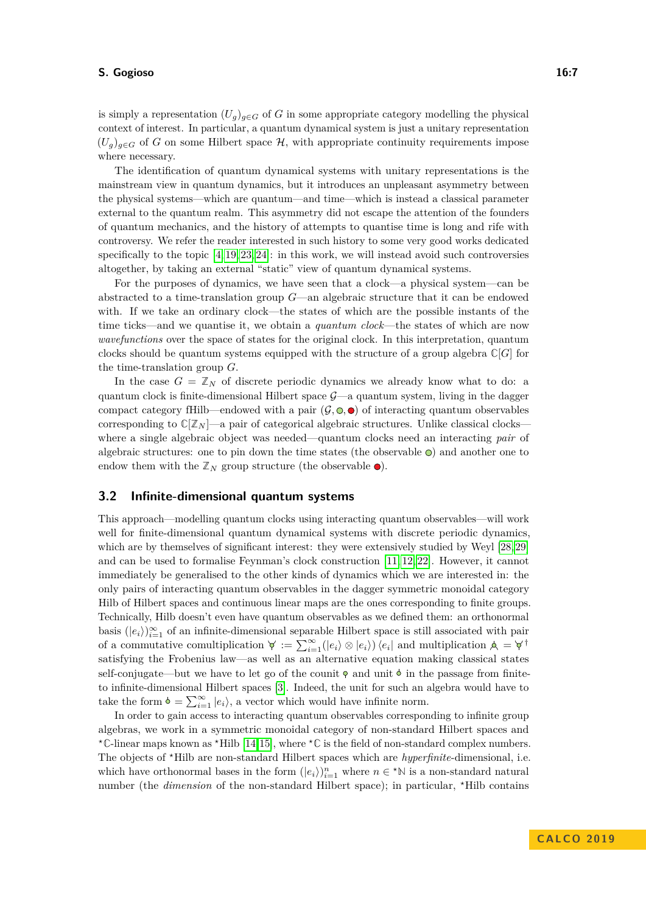is simply a representation $(U_g)_{g \in G}$ of $G$ in some appropriate category modelling the physical context of interest. In particular, a quantum dynamical system is just a unitary representation $(U_g)_{g \in G}$ of $G$ on some Hilbert space $\mathcal{H}$, with appropriate continuity requirements impose where necessary.

The identification of quantum dynamical systems with unitary representations is the mainstream view in quantum dynamics, but it introduces an unpleasant asymmetry between the physical systems—which are quantum—and time—which is instead a classical parameter external to the quantum realm. This asymmetry did not escape the attention of the founders of quantum mechanics, and the history of attempts to quantise time is long and rife with controversy. We refer the reader interested in such history to some very good works dedicated specifically to the topic [4, 19, 23, 24]: in this work, we will instead avoid such controversies altogether, by taking an external "static" view of quantum dynamical systems.

For the purposes of dynamics, we have seen that a clock—a physical system—can be abstracted to a time-translation group $G$—an algebraic structure that it can be endowed with. If we take an ordinary clock—the states of which are the possible instants of the time ticks—and we quantise it, we obtain a *quantum clock*—the states of which are now *wavefunctions* over the space of states for the original clock. In this interpretation, quantum clocks should be quantum systems equipped with the structure of a group algebra $\mathbb{C}[G]$ for the time-translation group $G$.

In the case $G = \mathbb{Z}_N$ of discrete periodic dynamics we already know what to do: a quantum clock is finite-dimensional Hilbert space $\mathcal{G}$—a quantum system, living in the dagger compact category fHilb—endowed with a pair $(\mathcal{G}, \circ, \bullet)$ of interacting quantum observables corresponding to $\mathbb{C}[\mathbb{Z}_N]$—a pair of categorical algebraic structures. Unlike classical clocks—where a single algebraic object was needed—quantum clocks need an interacting *pair* of algebraic structures: one to pin down the time states (the observable $\circ$) and another one to endow them with the $\mathbb{Z}_N$ group structure (the observable $\bullet$).

## 3.2 Infinite-dimensional quantum systems

This approach—modelling quantum clocks using interacting quantum observables—will work well for finite-dimensional quantum dynamical systems with discrete periodic dynamics, which are by themselves of significant interest: they were extensively studied by Weyl [28, 29] and can be used to formalise Feynman's clock construction [11, 12, 22]. However, it cannot immediately be generalised to the other kinds of dynamics which we are interested in: the only pairs of interacting quantum observables in the dagger symmetric monoidal category Hilb of Hilbert spaces and continuous linear maps are the ones corresponding to finite groups. Technically, Hilb doesn't even have quantum observables as we defined them: an orthonormal basis $(|e_i\rangle)_{i=1}^{\infty}$ of an infinite-dimensional separable Hilbert space is still associated with pair of a commutative comultiplication $\curlyvee := \sum_{i=1}^{\infty}(|e_i\rangle \otimes |e_i\rangle)\langle e_i|$ and multiplication $\curlywedge = \curlyvee^{\dagger}$ satisfying the Frobenius law—as well as an alternative equation making classical states self-conjugate—but we have to let go of the counit $\varphi$ and unit $\delta$ in the passage from finite- to infinite-dimensional Hilbert spaces [3]. Indeed, the unit for such an algebra would have to take the form $\delta = \sum_{i=1}^{\infty} |e_i\rangle$, a vector which would have infinite norm.

In order to gain access to interacting quantum observables corresponding to infinite group algebras, we work in a symmetric monoidal category of non-standard Hilbert spaces and ${}^{\star}\mathbb{C}$-linear maps known as ${}^{\star}$Hilb [14, 15], where ${}^{\star}\mathbb{C}$ is the field of non-standard complex numbers. The objects of ${}^{\star}$Hilb are non-standard Hilbert spaces which are *hyperfinite*-dimensional, i.e. which have orthonormal bases in the form $(|e_i\rangle)_{i=1}^{n}$ where $n \in {}^{\star}\mathbb{N}$ is a non-standard natural number (the *dimension* of the non-standard Hilbert space); in particular, ${}^{\star}$Hilb contains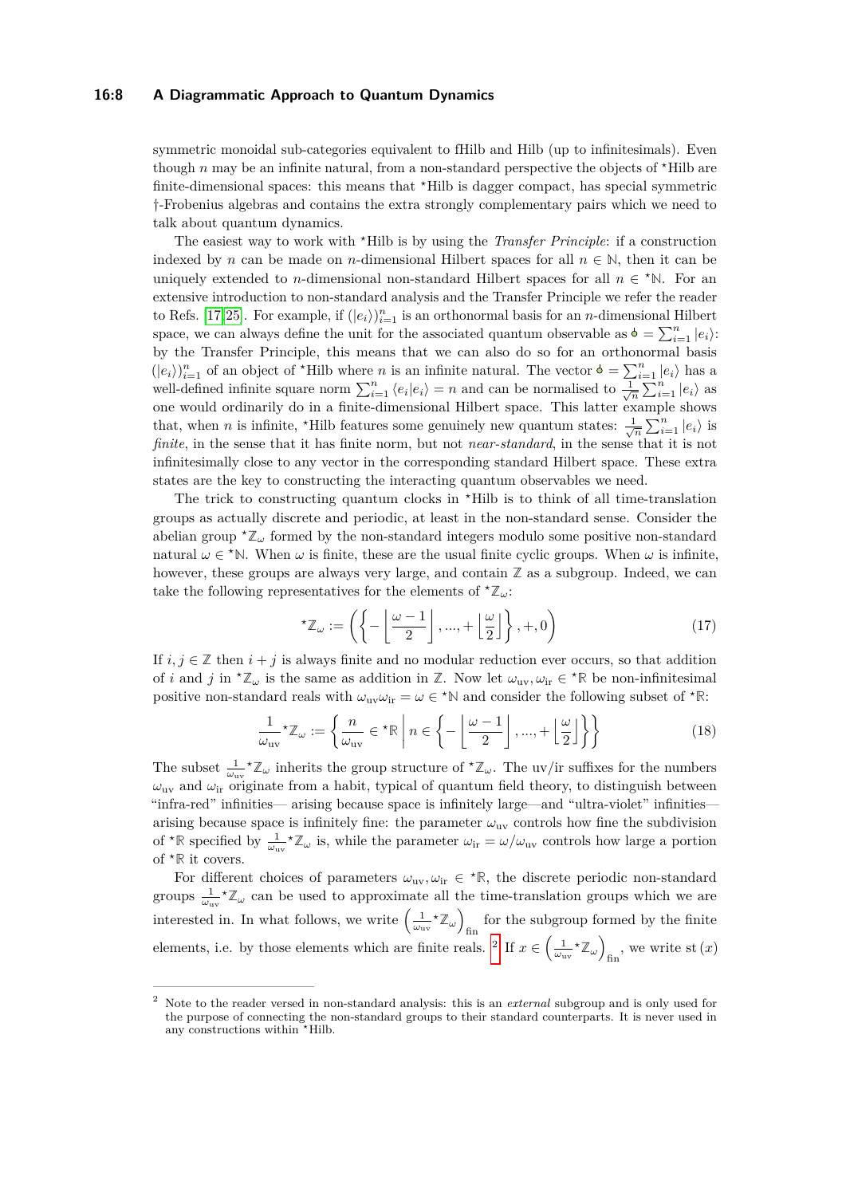symmetric monoidal sub-categories equivalent to fHilb and Hilb (up to infinitesimals). Even though $n$ may be an infinite natural, from a non-standard perspective the objects of $^\star$Hilb are finite-dimensional spaces: this means that $^\star$Hilb is dagger compact, has special symmetric †-Frobenius algebras and contains the extra strongly complementary pairs which we need to talk about quantum dynamics.

The easiest way to work with $^\star$Hilb is by using the *Transfer Principle*: if a construction indexed by $n$ can be made on $n$-dimensional Hilbert spaces for all $n \in \mathbb{N}$, then it can be uniquely extended to $n$-dimensional non-standard Hilbert spaces for all $n \in {}^\star\mathbb{N}$. For an extensive introduction to non-standard analysis and the Transfer Principle we refer the reader to Refs. [17, 25]. For example, if $(|e_i\rangle)_{i=1}^n$ is an orthonormal basis for an $n$-dimensional Hilbert space, we can always define the unit for the associated quantum observable as $\circ = \sum_{i=1}^n |e_i\rangle$: by the Transfer Principle, this means that we can also do so for an orthonormal basis $(|e_i\rangle)_{i=1}^n$ of an object of $^\star$Hilb where $n$ is an infinite natural. The vector $\circ = \sum_{i=1}^n |e_i\rangle$ has a well-defined infinite square norm $\sum_{i=1}^n \langle e_i|e_i\rangle = n$ and can be normalised to $\frac{1}{\sqrt{n}}\sum_{i=1}^n |e_i\rangle$ as one would ordinarily do in a finite-dimensional Hilbert space. This latter example shows that, when $n$ is infinite, $^\star$Hilb features some genuinely new quantum states: $\frac{1}{\sqrt{n}}\sum_{i=1}^n |e_i\rangle$ is *finite*, in the sense that it has finite norm, but not *near-standard*, in the sense that it is not infinitesimally close to any vector in the corresponding standard Hilbert space. These extra states are the key to constructing the interacting quantum observables we need.

The trick to constructing quantum clocks in $^\star$Hilb is to think of all time-translation groups as actually discrete and periodic, at least in the non-standard sense. Consider the abelian group ${}^\star\mathbb{Z}_\omega$ formed by the non-standard integers modulo some positive non-standard natural $\omega \in {}^\star\mathbb{N}$. When $\omega$ is finite, these are the usual finite cyclic groups. When $\omega$ is infinite, however, these groups are always very large, and contain $\mathbb{Z}$ as a subgroup. Indeed, we can take the following representatives for the elements of ${}^\star\mathbb{Z}_\omega$:

$$
{}^\star\mathbb{Z}_\omega := \left(\left\{-\left\lfloor\frac{\omega-1}{2}\right\rfloor, ..., +\left\lfloor\frac{\omega}{2}\right\rfloor\right\}, +, 0\right) \tag{17}
$$

If $i, j \in \mathbb{Z}$ then $i + j$ is always finite and no modular reduction ever occurs, so that addition of $i$ and $j$ in ${}^\star\mathbb{Z}_\omega$ is the same as addition in $\mathbb{Z}$. Now let $\omega_{\text{uv}}, \omega_{\text{ir}} \in {}^\star\mathbb{R}$ be non-infinitesimal positive non-standard reals with $\omega_{\text{uv}}\omega_{\text{ir}} = \omega \in {}^\star\mathbb{N}$ and consider the following subset of ${}^\star\mathbb{R}$:

$$
\frac{1}{\omega_{\text{uv}}}{}^\star\mathbb{Z}_\omega := \left\{\frac{n}{\omega_{\text{uv}}} \in {}^\star\mathbb{R} \,\middle|\, n \in \left\{-\left\lfloor\frac{\omega-1}{2}\right\rfloor, ..., +\left\lfloor\frac{\omega}{2}\right\rfloor\right\}\right\} \tag{18}
$$

The subset $\frac{1}{\omega_{\text{uv}}}{}^\star\mathbb{Z}_\omega$ inherits the group structure of ${}^\star\mathbb{Z}_\omega$. The uv/ir suffixes for the numbers $\omega_{\text{uv}}$ and $\omega_{\text{ir}}$ originate from a habit, typical of quantum field theory, to distinguish between "infra-red" infinities— arising because space is infinitely large—and "ultra-violet" infinities— arising because space is infinitely fine: the parameter $\omega_{\text{uv}}$ controls how fine the subdivision of ${}^\star\mathbb{R}$ specified by $\frac{1}{\omega_{\text{uv}}}{}^\star\mathbb{Z}_\omega$ is, while the parameter $\omega_{\text{ir}} = \omega/\omega_{\text{uv}}$ controls how large a portion of ${}^\star\mathbb{R}$ it covers.

For different choices of parameters $\omega_{\text{uv}}, \omega_{\text{ir}} \in {}^\star\mathbb{R}$, the discrete periodic non-standard groups $\frac{1}{\omega_{\text{uv}}}{}^\star\mathbb{Z}_\omega$ can be used to approximate all the time-translation groups which we are interested in. In what follows, we write $\left(\frac{1}{\omega_{\text{uv}}}{}^\star\mathbb{Z}_\omega\right)_{\text{fin}}$ for the subgroup formed by the finite elements, i.e. by those elements which are finite reals. [2] If $x \in \left(\frac{1}{\omega_{\text{uv}}}{}^\star\mathbb{Z}_\omega\right)_{\text{fin}}$, we write $\text{st}(x)$

---

[2] Note to the reader versed in non-standard analysis: this is an *external* subgroup and is only used for the purpose of connecting the non-standard groups to their standard counterparts. It is never used in any constructions within $^\star$Hilb.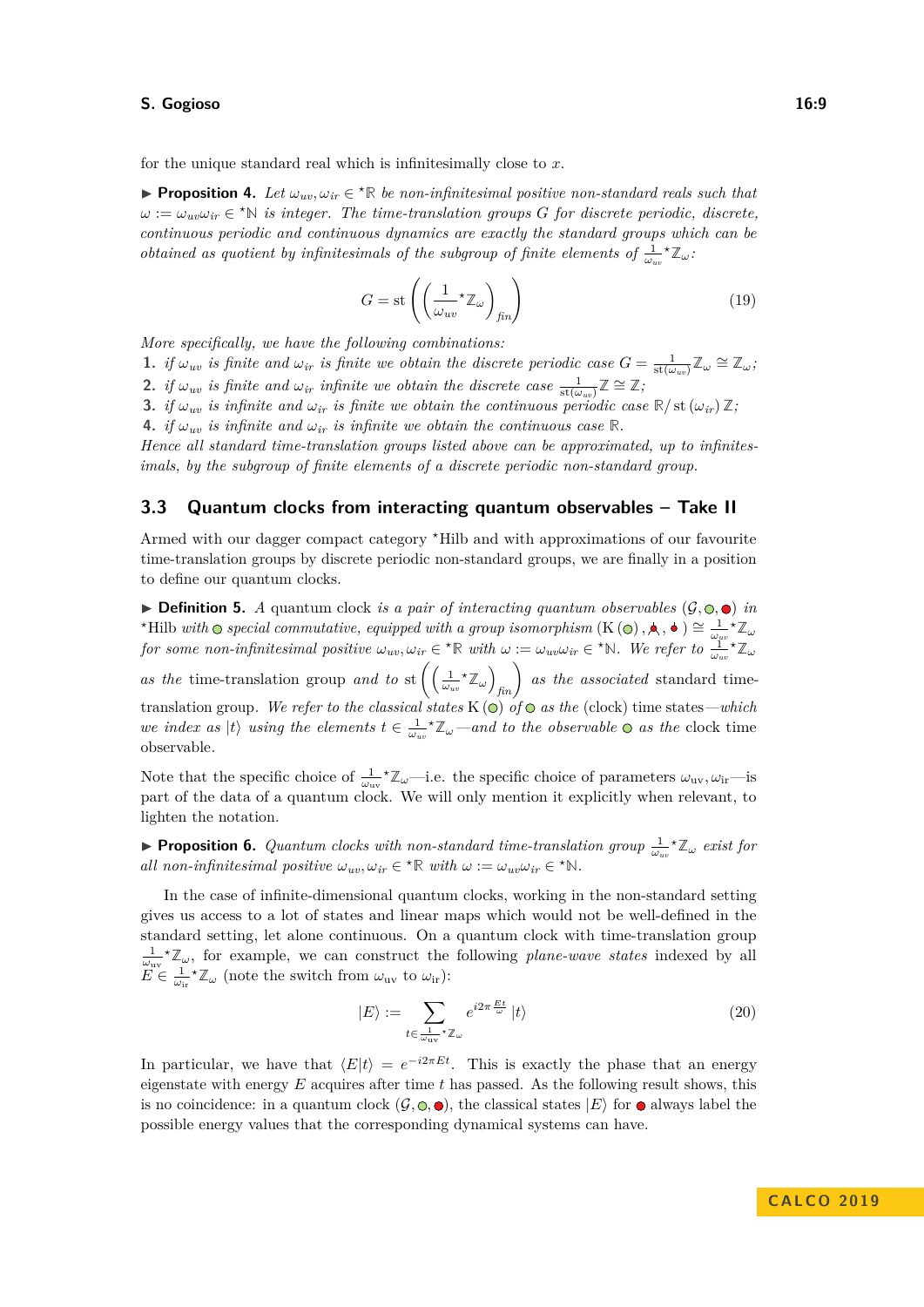for the unique standard real which is infinitesimally close to $x$.

▶ **Proposition 4.** *Let $\omega_{uv}, \omega_{ir} \in {}^\star\mathbb{R}$ be non-infinitesimal positive non-standard reals such that $\omega := \omega_{uv}\omega_{ir} \in {}^\star\mathbb{N}$ is integer. The time-translation groups $G$ for discrete periodic, discrete, continuous periodic and continuous dynamics are exactly the standard groups which can be obtained as quotient by infinitesimals of the subgroup of finite elements of $\frac{1}{\omega_{uv}}{}^\star\mathbb{Z}_\omega$:*

$$G = \mathrm{st}\left(\left(\frac{1}{\omega_{uv}}{}^\star\mathbb{Z}_\omega\right)_{fin}\right) \tag{19}$$

*More specifically, we have the following combinations:*

1. *if $\omega_{uv}$ is finite and $\omega_{ir}$ is finite we obtain the discrete periodic case $G = \frac{1}{\mathrm{st}(\omega_{uv})}\mathbb{Z}_\omega \cong \mathbb{Z}_\omega$;*
2. *if $\omega_{uv}$ is finite and $\omega_{ir}$ infinite we obtain the discrete case $\frac{1}{\mathrm{st}(\omega_{uv})}\mathbb{Z} \cong \mathbb{Z}$;*
3. *if $\omega_{uv}$ is infinite and $\omega_{ir}$ is finite we obtain the continuous periodic case $\mathbb{R}/\,\mathrm{st}\,(\omega_{ir})\,\mathbb{Z}$;*
4. *if $\omega_{uv}$ is infinite and $\omega_{ir}$ is infinite we obtain the continuous case $\mathbb{R}$.*

*Hence all standard time-translation groups listed above can be approximated, up to infinitesimals, by the subgroup of finite elements of a discrete periodic non-standard group.*

### 3.3 Quantum clocks from interacting quantum observables – Take II

Armed with our dagger compact category ${}^\star$Hilb and with approximations of our favourite time-translation groups by discrete periodic non-standard groups, we are finally in a position to define our quantum clocks.

▶ **Definition 5.** *A* quantum clock *is a pair of interacting quantum observables $(\mathcal{G}, \textcolor{green}{\circ}, \textcolor{red}{\bullet})$ in ${}^\star$Hilb with $\textcolor{green}{\circ}$ special commutative, equipped with a group isomorphism $(\mathrm{K}(\textcolor{green}{\circ}), \textcolor{red}{\bullet}, \textcolor{red}{\bullet}) \cong \frac{1}{\omega_{uv}}{}^\star\mathbb{Z}_\omega$ for some non-infinitesimal positive $\omega_{uv}, \omega_{ir} \in {}^\star\mathbb{R}$ with $\omega := \omega_{uv}\omega_{ir} \in {}^\star\mathbb{N}$. We refer to $\frac{1}{\omega_{uv}}{}^\star\mathbb{Z}_\omega$ as the* time-translation group *and to $\mathrm{st}\left(\left(\frac{1}{\omega_{uv}}{}^\star\mathbb{Z}_\omega\right)_{fin}\right)$ as the associated* standard time-translation group*. We refer to the classical states $\mathrm{K}(\textcolor{green}{\circ})$ of $\textcolor{green}{\circ}$ as the* (clock) time states*—which we index as $|t\rangle$ using the elements $t \in \frac{1}{\omega_{uv}}{}^\star\mathbb{Z}_\omega$—and to the observable $\textcolor{green}{\circ}$ as the* clock time observable.

Note that the specific choice of $\frac{1}{\omega_{\mathrm{uv}}}{}^\star\mathbb{Z}_\omega$—i.e. the specific choice of parameters $\omega_{\mathrm{uv}}, \omega_{\mathrm{ir}}$—is part of the data of a quantum clock. We will only mention it explicitly when relevant, to lighten the notation.

▶ **Proposition 6.** *Quantum clocks with non-standard time-translation group $\frac{1}{\omega_{uv}}{}^\star\mathbb{Z}_\omega$ exist for all non-infinitesimal positive $\omega_{uv}, \omega_{ir} \in {}^\star\mathbb{R}$ with $\omega := \omega_{uv}\omega_{ir} \in {}^\star\mathbb{N}$.*

In the case of infinite-dimensional quantum clocks, working in the non-standard setting gives us access to a lot of states and linear maps which would not be well-defined in the standard setting, let alone continuous. On a quantum clock with time-translation group $\frac{1}{\omega_{\mathrm{uv}}}{}^\star\mathbb{Z}_\omega$, for example, we can construct the following *plane-wave states* indexed by all $E \in \frac{1}{\omega_{\mathrm{ir}}}{}^\star\mathbb{Z}_\omega$ (note the switch from $\omega_{\mathrm{uv}}$ to $\omega_{\mathrm{ir}}$):

$$|E\rangle := \sum_{t \in \frac{1}{\omega_{\mathrm{uv}}}{}^\star\mathbb{Z}_\omega} e^{i2\pi\frac{Et}{\omega}}\,|t\rangle \tag{20}$$

In particular, we have that $\langle E|t\rangle = e^{-i2\pi Et}$. This is exactly the phase that an energy eigenstate with energy $E$ acquires after time $t$ has passed. As the following result shows, this is no coincidence: in a quantum clock $(\mathcal{G}, \textcolor{green}{\circ}, \textcolor{red}{\bullet})$, the classical states $|E\rangle$ for $\textcolor{red}{\bullet}$ always label the possible energy values that the corresponding dynamical systems can have.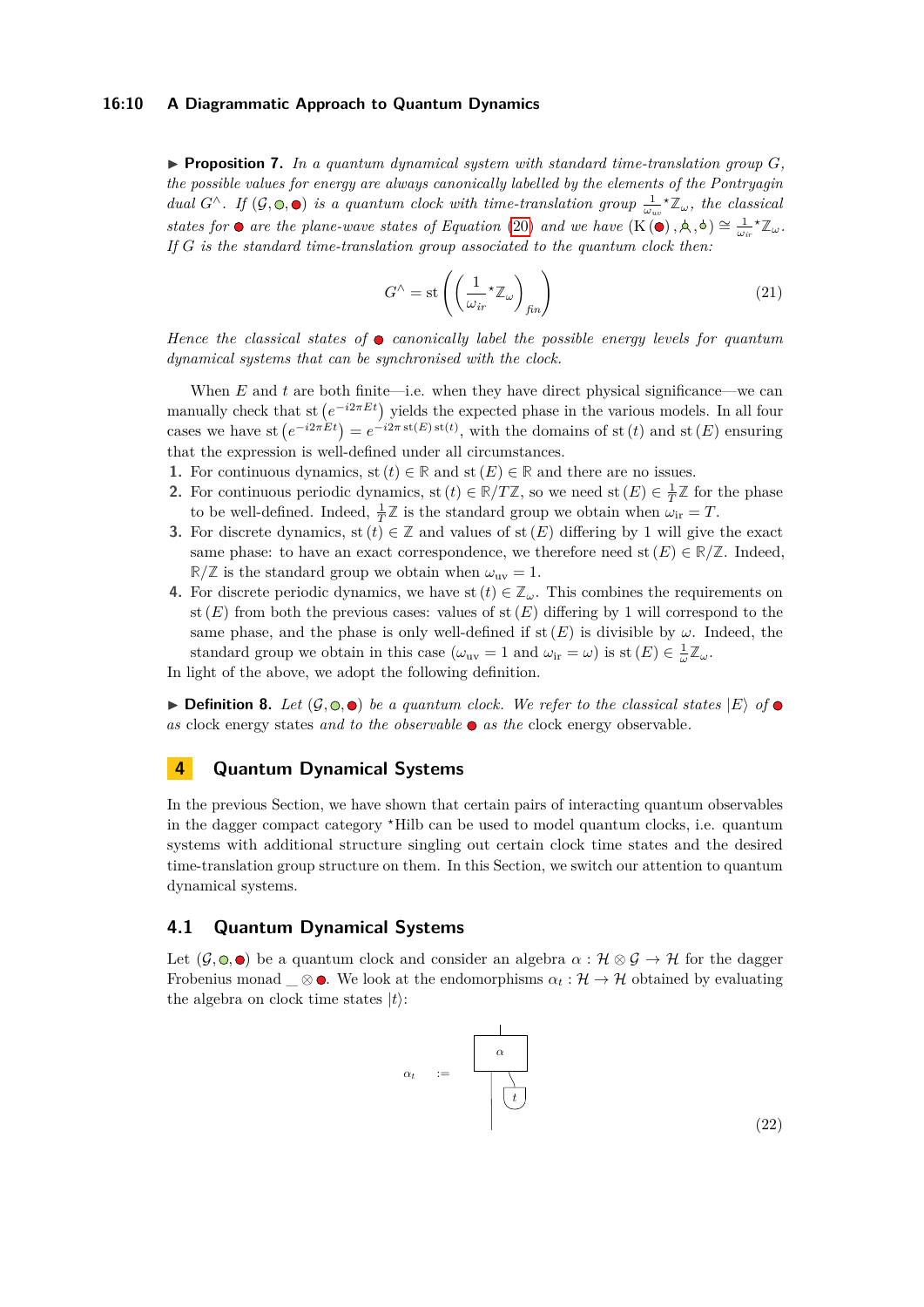**▶ Proposition 7.** *In a quantum dynamical system with standard time-translation group $G$, the possible values for energy are always canonically labelled by the elements of the Pontryagin dual $G^\wedge$. If $(\mathcal{G}, \circ, \bullet)$ is a quantum clock with time-translation group $\frac{1}{\omega_{uv}}{}^\star\mathbb{Z}_\omega$, the classical states for $\bullet$ are the plane-wave states of Equation (20) and we have $(\mathrm{K}(\bullet), \ldots) \cong \frac{1}{\omega_{ir}}{}^\star\mathbb{Z}_\omega$. If $G$ is the standard time-translation group associated to the quantum clock then:*

$$G^\wedge = \mathrm{st}\left(\left(\frac{1}{\omega_{ir}}{}^\star\mathbb{Z}_\omega\right)_{fin}\right) \tag{21}$$

*Hence the classical states of $\bullet$ canonically label the possible energy levels for quantum dynamical systems that can be synchronised with the clock.*

When $E$ and $t$ are both finite—i.e. when they have direct physical significance—we can manually check that $\mathrm{st}\left(e^{-i2\pi Et}\right)$ yields the expected phase in the various models. In all four cases we have $\mathrm{st}\left(e^{-i2\pi Et}\right) = e^{-i2\pi\,\mathrm{st}(E)\,\mathrm{st}(t)}$, with the domains of $\mathrm{st}(t)$ and $\mathrm{st}(E)$ ensuring that the expression is well-defined under all circumstances.

1. For continuous dynamics, $\mathrm{st}(t) \in \mathbb{R}$ and $\mathrm{st}(E) \in \mathbb{R}$ and there are no issues.
2. For continuous periodic dynamics, $\mathrm{st}(t) \in \mathbb{R}/T\mathbb{Z}$, so we need $\mathrm{st}(E) \in \frac{1}{T}\mathbb{Z}$ for the phase to be well-defined. Indeed, $\frac{1}{T}\mathbb{Z}$ is the standard group we obtain when $\omega_{\mathrm{ir}} = T$.
3. For discrete dynamics, $\mathrm{st}(t) \in \mathbb{Z}$ and values of $\mathrm{st}(E)$ differing by 1 will give the exact same phase: to have an exact correspondence, we therefore need $\mathrm{st}(E) \in \mathbb{R}/\mathbb{Z}$. Indeed, $\mathbb{R}/\mathbb{Z}$ is the standard group we obtain when $\omega_{\mathrm{uv}} = 1$.
4. For discrete periodic dynamics, we have $\mathrm{st}(t) \in \mathbb{Z}_\omega$. This combines the requirements on $\mathrm{st}(E)$ from both the previous cases: values of $\mathrm{st}(E)$ differing by 1 will correspond to the same phase, and the phase is only well-defined if $\mathrm{st}(E)$ is divisible by $\omega$. Indeed, the standard group we obtain in this case ($\omega_{\mathrm{uv}} = 1$ and $\omega_{\mathrm{ir}} = \omega$) is $\mathrm{st}(E) \in \frac{1}{\omega}\mathbb{Z}_\omega$.

In light of the above, we adopt the following definition.

**▶ Definition 8.** *Let $(\mathcal{G}, \circ, \bullet)$ be a quantum clock. We refer to the classical states $|E\rangle$ of $\bullet$ as* clock energy states *and to the observable $\bullet$ as the* clock energy observable.

## 4 Quantum Dynamical Systems

In the previous Section, we have shown that certain pairs of interacting quantum observables in the dagger compact category ${}^\star$Hilb can be used to model quantum clocks, i.e. quantum systems with additional structure singling out certain clock time states and the desired time-translation group structure on them. In this Section, we switch our attention to quantum dynamical systems.

### 4.1 Quantum Dynamical Systems

Let $(\mathcal{G}, \circ, \bullet)$ be a quantum clock and consider an algebra $\alpha : \mathcal{H} \otimes \mathcal{G} \to \mathcal{H}$ for the dagger Frobenius monad $\_ \otimes \bullet$. We look at the endomorphisms $\alpha_t : \mathcal{H} \to \mathcal{H}$ obtained by evaluating the algebra on clock time states $|t\rangle$:

$$\alpha_t \quad := \quad \text{[diagram: box } \alpha \text{ with input wire and state } t \text{ plugged into its second input]} \tag{22}$$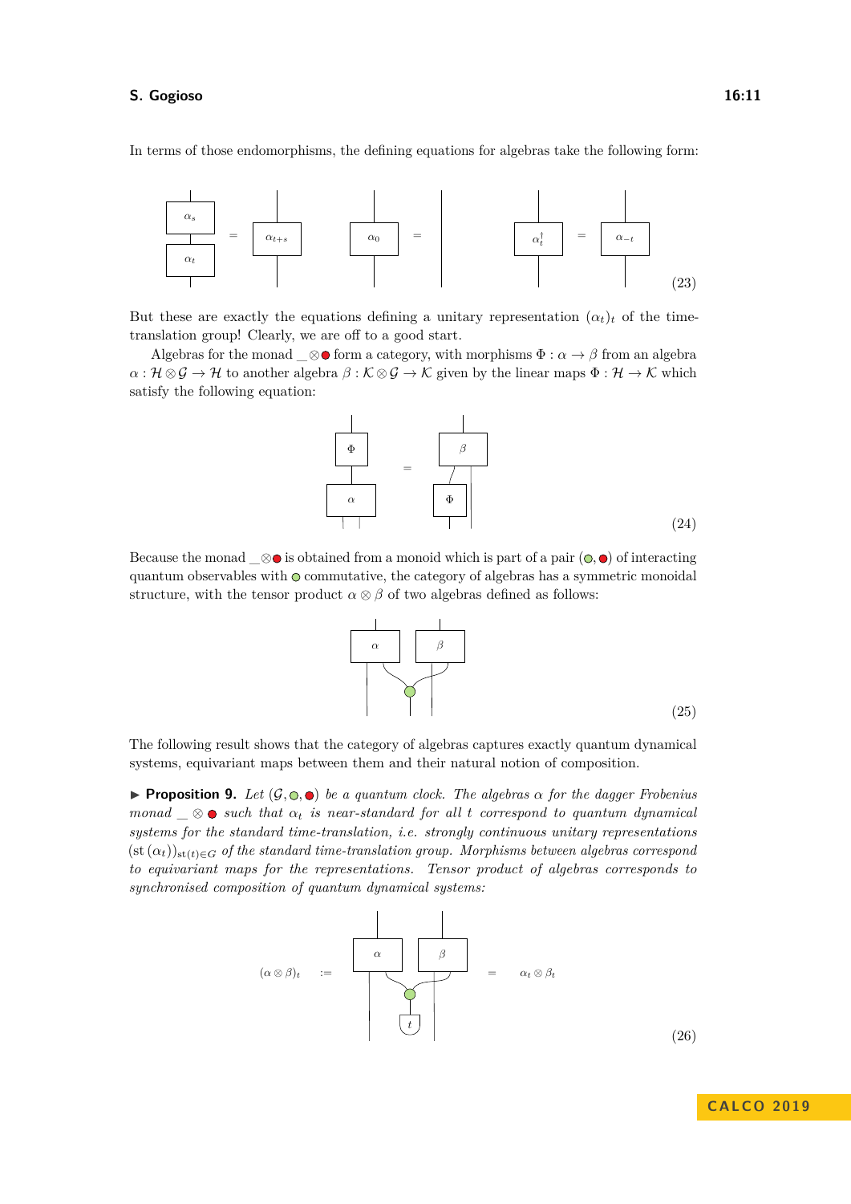In terms of those endomorphisms, the defining equations for algebras take the following form:

$$\alpha_s \circ \alpha_t = \alpha_{t+s} \qquad \alpha_0 = \mathrm{id} \qquad \alpha_t^\dagger = \alpha_{-t} \tag{23}$$

But these are exactly the equations defining a unitary representation $(\alpha_t)_t$ of the time-translation group! Clearly, we are off to a good start.

Algebras for the monad $\_ \otimes$ ● form a category, with morphisms $\Phi : \alpha \to \beta$ from an algebra $\alpha : \mathcal{H} \otimes \mathcal{G} \to \mathcal{H}$ to another algebra $\beta : \mathcal{K} \otimes \mathcal{G} \to \mathcal{K}$ given by the linear maps $\Phi : \mathcal{H} \to \mathcal{K}$ which satisfy the following equation:

$$\Phi \circ \alpha = \beta \circ (\Phi \otimes \mathrm{id}_{\mathcal{G}}) \tag{24}$$

Because the monad $\_ \otimes$ ● is obtained from a monoid which is part of a pair (○, ●) of interacting quantum observables with ○ commutative, the category of algebras has a symmetric monoidal structure, with the tensor product $\alpha \otimes \beta$ of two algebras defined as follows:

$$\alpha \otimes \beta := (\alpha \otimes \beta) \circ (\mathrm{id}_{\mathcal{H}} \otimes \text{○-copy} \otimes \mathrm{id}_{\mathcal{K}}) \tag{25}$$

The following result shows that the category of algebras captures exactly quantum dynamical systems, equivariant maps between them and their natural notion of composition.

▶ **Proposition 9.** *Let $(\mathcal{G}, ○, ●)$ be a quantum clock. The algebras $\alpha$ for the dagger Frobenius monad $\_ \otimes$ ● such that $\alpha_t$ is near-standard for all $t$ correspond to quantum dynamical systems for the standard time-translation, i.e. strongly continuous unitary representations $(\mathrm{st}\,(\alpha_t))_{\mathrm{st}(t) \in G}$ of the standard time-translation group. Morphisms between algebras correspond to equivariant maps for the representations. Tensor product of algebras corresponds to synchronised composition of quantum dynamical systems:*

$$(\alpha \otimes \beta)_t := (\alpha \otimes \beta) \circ (\mathrm{id}_{\mathcal{H}} \otimes (\text{○-copy} \circ t) \otimes \mathrm{id}_{\mathcal{K}}) = \alpha_t \otimes \beta_t \tag{26}$$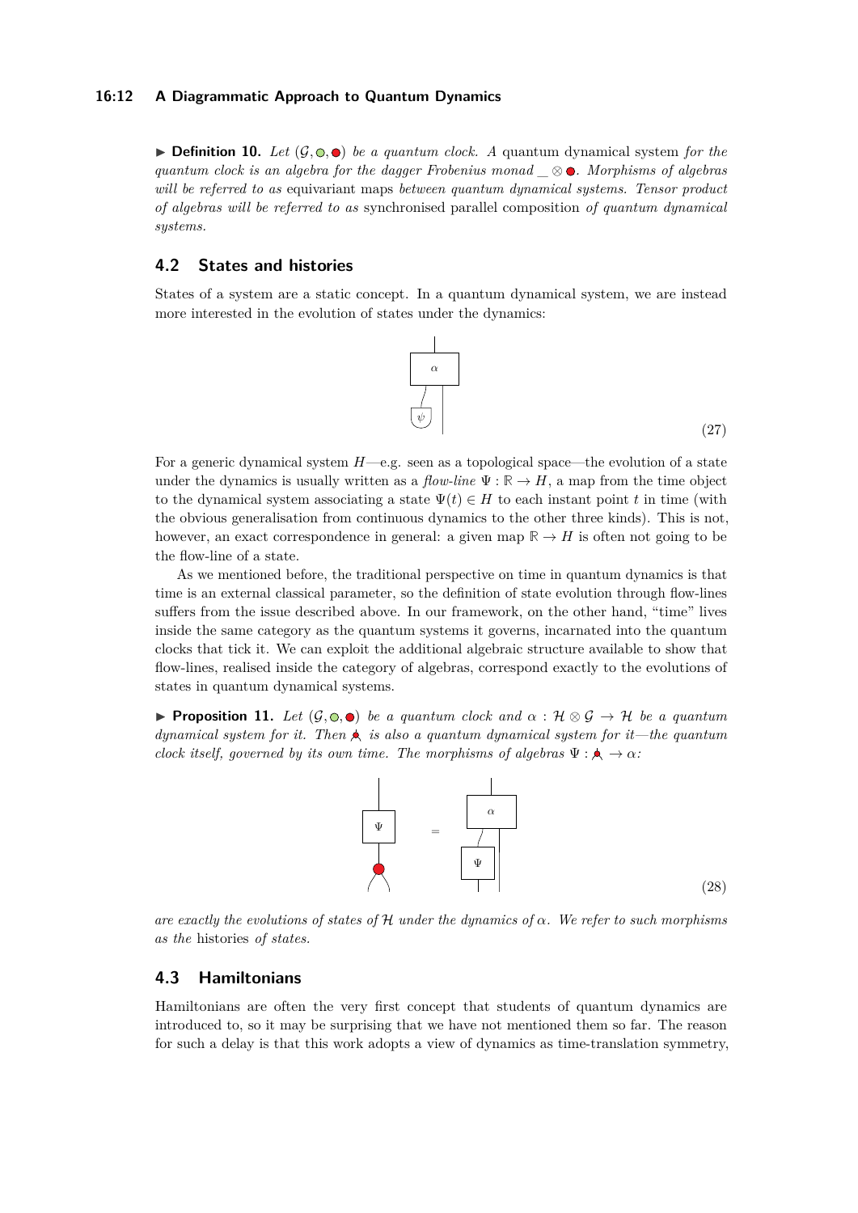▶ **Definition 10.** *Let* $(\mathcal{G}, \circ, \bullet)$ *be a quantum clock. A* quantum dynamical system *for the quantum clock is an algebra for the dagger Frobenius monad* $\_ \otimes \bullet$*. Morphisms of algebras will be referred to as* equivariant maps *between quantum dynamical systems. Tensor product of algebras will be referred to as* synchronised parallel composition *of quantum dynamical systems.*

## 4.2 States and histories

States of a system are a static concept. In a quantum dynamical system, we are instead more interested in the evolution of states under the dynamics:

$$(27)$$

For a generic dynamical system $H$—e.g. seen as a topological space—the evolution of a state under the dynamics is usually written as a *flow-line* $\Psi : \mathbb{R} \to H$, a map from the time object to the dynamical system associating a state $\Psi(t) \in H$ to each instant point $t$ in time (with the obvious generalisation from continuous dynamics to the other three kinds). This is not, however, an exact correspondence in general: a given map $\mathbb{R} \to H$ is often not going to be the flow-line of a state.

As we mentioned before, the traditional perspective on time in quantum dynamics is that time is an external classical parameter, so the definition of state evolution through flow-lines suffers from the issue described above. In our framework, on the other hand, "time" lives inside the same category as the quantum systems it governs, incarnated into the quantum clocks that tick it. We can exploit the additional algebraic structure available to show that flow-lines, realised inside the category of algebras, correspond exactly to the evolutions of states in quantum dynamical systems.

▶ **Proposition 11.** *Let* $(\mathcal{G}, \circ, \bullet)$ *be a quantum clock and* $\alpha : \mathcal{H} \otimes \mathcal{G} \to \mathcal{H}$ *be a quantum dynamical system for it. Then* $\bullet$ *is also a quantum dynamical system for it—the quantum clock itself, governed by its own time. The morphisms of algebras* $\Psi : \bullet \to \alpha$*:*

$$(28)$$

*are exactly the evolutions of states of* $\mathcal{H}$ *under the dynamics of* $\alpha$*. We refer to such morphisms as the* histories *of states.*

## 4.3 Hamiltonians

Hamiltonians are often the very first concept that students of quantum dynamics are introduced to, so it may be surprising that we have not mentioned them so far. The reason for such a delay is that this work adopts a view of dynamics as time-translation symmetry,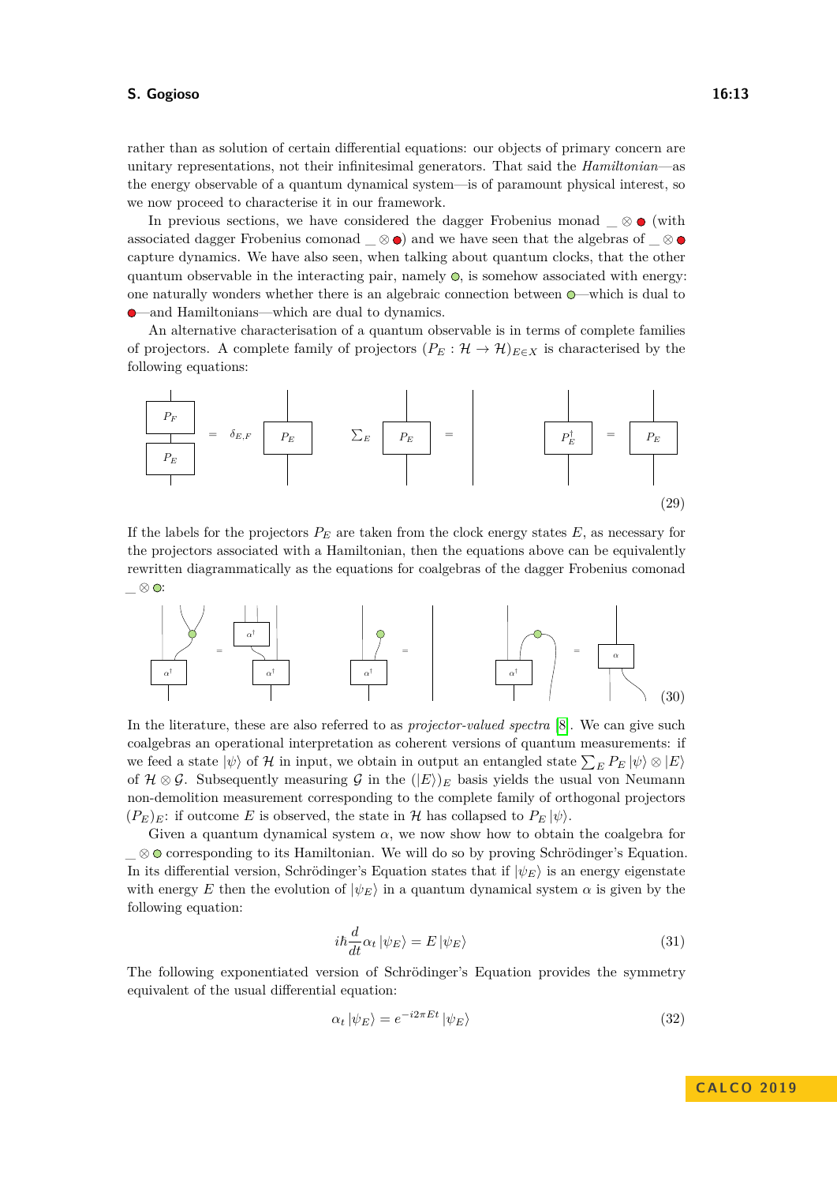rather than as solution of certain differential equations: our objects of primary concern are unitary representations, not their infinitesimal generators. That said the *Hamiltonian*—as the energy observable of a quantum dynamical system—is of paramount physical interest, so we now proceed to characterise it in our framework.

In previous sections, we have considered the dagger Frobenius monad _ ⊗ ● (with associated dagger Frobenius comonad _ ⊗ ●) and we have seen that the algebras of _ ⊗ ● capture dynamics. We have also seen, when talking about quantum clocks, that the other quantum observable in the interacting pair, namely ○, is somehow associated with energy: one naturally wonders whether there is an algebraic connection between ○—which is dual to ●—and Hamiltonians—which are dual to dynamics.

An alternative characterisation of a quantum observable is in terms of complete families of projectors. A complete family of projectors $(P_E : \mathcal{H} \to \mathcal{H})_{E \in X}$ is characterised by the following equations:

$$P_F \circ P_E = \delta_{E,F}\, P_E \qquad \sum_E P_E = \mathrm{id} \qquad P_E^\dagger = P_E \tag{29}$$

If the labels for the projectors $P_E$ are taken from the clock energy states $E$, as necessary for the projectors associated with a Hamiltonian, then the equations above can be equivalently rewritten diagrammatically as the equations for coalgebras of the dagger Frobenius comonad _ ⊗ ○:

(30)

In the literature, these are also referred to as *projector-valued spectra* [8]. We can give such coalgebras an operational interpretation as coherent versions of quantum measurements: if we feed a state $|\psi\rangle$ of $\mathcal{H}$ in input, we obtain in output an entangled state $\sum_E P_E |\psi\rangle \otimes |E\rangle$ of $\mathcal{H} \otimes \mathcal{G}$. Subsequently measuring $\mathcal{G}$ in the $(|E\rangle)_E$ basis yields the usual von Neumann non-demolition measurement corresponding to the complete family of orthogonal projectors $(P_E)_E$: if outcome $E$ is observed, the state in $\mathcal{H}$ has collapsed to $P_E |\psi\rangle$.

Given a quantum dynamical system $\alpha$, we now show how to obtain the coalgebra for _ ⊗ ○ corresponding to its Hamiltonian. We will do so by proving Schrödinger's Equation. In its differential version, Schrödinger's Equation states that if $|\psi_E\rangle$ is an energy eigenstate with energy $E$ then the evolution of $|\psi_E\rangle$ in a quantum dynamical system $\alpha$ is given by the following equation:

$$i\hbar \frac{d}{dt} \alpha_t |\psi_E\rangle = E\, |\psi_E\rangle \tag{31}$$

The following exponentiated version of Schrödinger's Equation provides the symmetry equivalent of the usual differential equation:

$$\alpha_t |\psi_E\rangle = e^{-i 2\pi E t} |\psi_E\rangle \tag{32}$$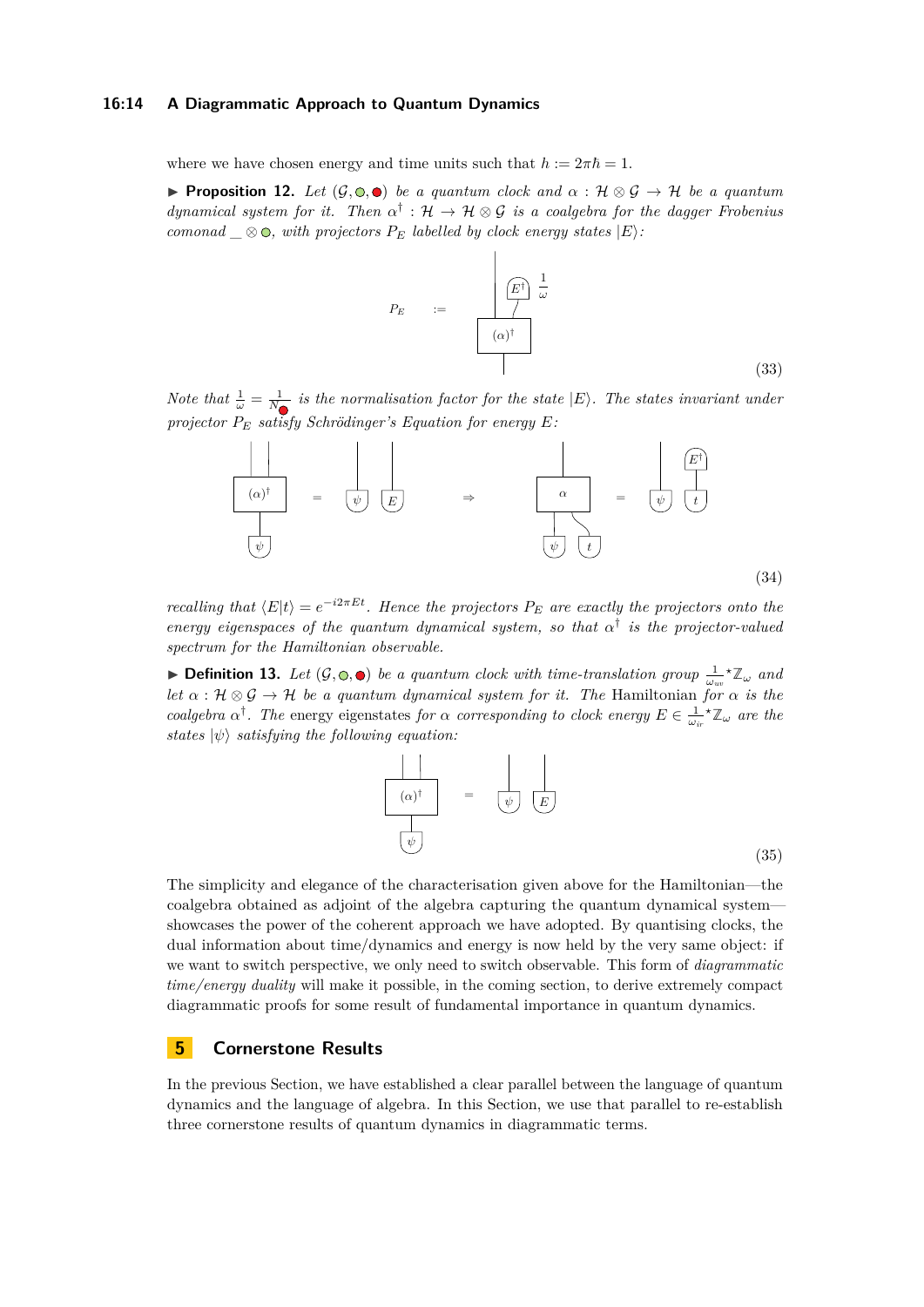where we have chosen energy and time units such that $h := 2\pi\hbar = 1$.

▶ **Proposition 12.** *Let $(\mathcal{G}, \circ, \bullet)$ be a quantum clock and $\alpha : \mathcal{H} \otimes \mathcal{G} \to \mathcal{H}$ be a quantum dynamical system for it. Then $\alpha^\dagger : \mathcal{H} \to \mathcal{H} \otimes \mathcal{G}$ is a coalgebra for the dagger Frobenius comonad $\_ \otimes \circ$, with projectors $P_E$ labelled by clock energy states $|E\rangle$:*

$$P_E \quad := \quad (33)$$

*Note that $\frac{1}{\omega} = \frac{1}{N_\bullet}$ is the normalisation factor for the state $|E\rangle$. The states invariant under projector $P_E$ satisfy Schrödinger's Equation for energy $E$:*

$$(34)$$

*recalling that $\langle E|t\rangle = e^{-i2\pi Et}$. Hence the projectors $P_E$ are exactly the projectors onto the energy eigenspaces of the quantum dynamical system, so that $\alpha^\dagger$ is the projector-valued spectrum for the Hamiltonian observable.*

▶ **Definition 13.** *Let $(\mathcal{G}, \circ, \bullet)$ be a quantum clock with time-translation group $\frac{1}{\omega_{uv}}{}^\star\mathbb{Z}_\omega$ and let $\alpha : \mathcal{H} \otimes \mathcal{G} \to \mathcal{H}$ be a quantum dynamical system for it. The* Hamiltonian *for $\alpha$ is the coalgebra $\alpha^\dagger$. The* energy eigenstates *for $\alpha$ corresponding to clock energy $E \in \frac{1}{\omega_{ir}}{}^\star\mathbb{Z}_\omega$ are the states $|\psi\rangle$ satisfying the following equation:*

$$(35)$$

The simplicity and elegance of the characterisation given above for the Hamiltonian—the coalgebra obtained as adjoint of the algebra capturing the quantum dynamical system—showcases the power of the coherent approach we have adopted. By quantising clocks, the dual information about time/dynamics and energy is now held by the very same object: if we want to switch perspective, we only need to switch observable. This form of *diagrammatic time/energy duality* will make it possible, in the coming section, to derive extremely compact diagrammatic proofs for some result of fundamental importance in quantum dynamics.

## 5 Cornerstone Results

In the previous Section, we have established a clear parallel between the language of quantum dynamics and the language of algebra. In this Section, we use that parallel to re-establish three cornerstone results of quantum dynamics in diagrammatic terms.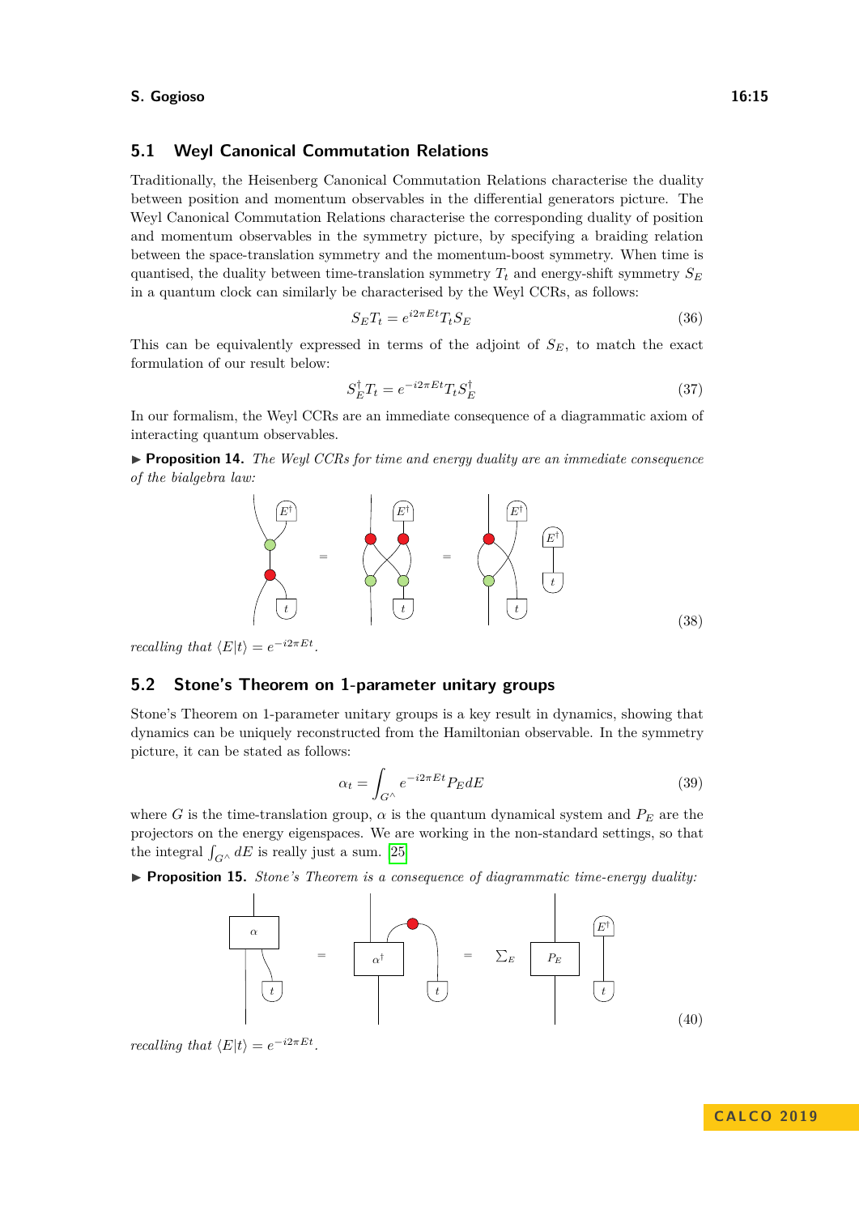## 5.1 Weyl Canonical Commutation Relations

Traditionally, the Heisenberg Canonical Commutation Relations characterise the duality between position and momentum observables in the differential generators picture. The Weyl Canonical Commutation Relations characterise the corresponding duality of position and momentum observables in the symmetry picture, by specifying a braiding relation between the space-translation symmetry and the momentum-boost symmetry. When time is quantised, the duality between time-translation symmetry $T_t$ and energy-shift symmetry $S_E$ in a quantum clock can similarly be characterised by the Weyl CCRs, as follows:

$$S_E T_t = e^{i2\pi Et} T_t S_E \tag{36}$$

This can be equivalently expressed in terms of the adjoint of $S_E$, to match the exact formulation of our result below:

$$S_E^\dagger T_t = e^{-i2\pi Et} T_t S_E^\dagger \tag{37}$$

In our formalism, the Weyl CCRs are an immediate consequence of a diagrammatic axiom of interacting quantum observables.

▶ **Proposition 14.** *The Weyl CCRs for time and energy duality are an immediate consequence of the bialgebra law:*

(38)

*recalling that* $\langle E|t\rangle = e^{-i2\pi Et}$.

## 5.2 Stone's Theorem on 1-parameter unitary groups

Stone's Theorem on 1-parameter unitary groups is a key result in dynamics, showing that dynamics can be uniquely reconstructed from the Hamiltonian observable. In the symmetry picture, it can be stated as follows:

$$\alpha_t = \int_{G^\wedge} e^{-i2\pi Et} P_E dE \tag{39}$$

where $G$ is the time-translation group, $\alpha$ is the quantum dynamical system and $P_E$ are the projectors on the energy eigenspaces. We are working in the non-standard settings, so that the integral $\int_{G^\wedge} dE$ is really just a sum. [25]

▶ **Proposition 15.** *Stone's Theorem is a consequence of diagrammatic time-energy duality:*

(40)

*recalling that* $\langle E|t\rangle = e^{-i2\pi Et}$.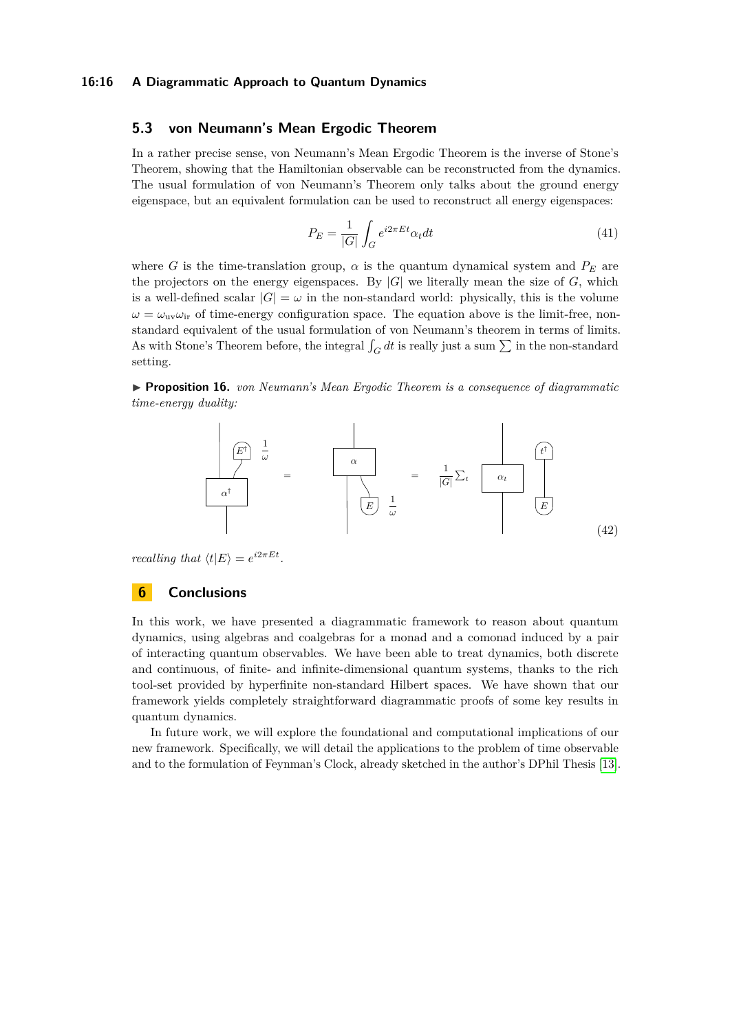## 5.3 von Neumann's Mean Ergodic Theorem

In a rather precise sense, von Neumann's Mean Ergodic Theorem is the inverse of Stone's Theorem, showing that the Hamiltonian observable can be reconstructed from the dynamics. The usual formulation of von Neumann's Theorem only talks about the ground energy eigenspace, but an equivalent formulation can be used to reconstruct all energy eigenspaces:

$$P_E = \frac{1}{|G|} \int_G e^{i2\pi E t} \alpha_t dt \tag{41}$$

where $G$ is the time-translation group, $\alpha$ is the quantum dynamical system and $P_E$ are the projectors on the energy eigenspaces. By $|G|$ we literally mean the size of $G$, which is a well-defined scalar $|G| = \omega$ in the non-standard world: physically, this is the volume $\omega = \omega_{\text{uv}}\omega_{\text{ir}}$ of time-energy configuration space. The equation above is the limit-free, non-standard equivalent of the usual formulation of von Neumann's theorem in terms of limits. As with Stone's Theorem before, the integral $\int_G dt$ is really just a sum $\sum$ in the non-standard setting.

► **Proposition 16.** *von Neumann's Mean Ergodic Theorem is a consequence of diagrammatic time-energy duality:*

$$\left[\alpha^\dagger \text{ with } E^\dagger,\ \tfrac{1}{\omega}\right] = \left[\alpha \text{ with } E,\ \tfrac{1}{\omega}\right] = \frac{1}{|G|}\sum_t \left[\alpha_t\right]\left[t^\dagger - E\right] \tag{42}$$

*recalling that* $\langle t|E\rangle = e^{i2\pi E t}$.

# 6 Conclusions

In this work, we have presented a diagrammatic framework to reason about quantum dynamics, using algebras and coalgebras for a monad and a comonad induced by a pair of interacting quantum observables. We have been able to treat dynamics, both discrete and continuous, of finite- and infinite-dimensional quantum systems, thanks to the rich tool-set provided by hyperfinite non-standard Hilbert spaces. We have shown that our framework yields completely straightforward diagrammatic proofs of some key results in quantum dynamics.

In future work, we will explore the foundational and computational implications of our new framework. Specifically, we will detail the applications to the problem of time observable and to the formulation of Feynman's Clock, already sketched in the author's DPhil Thesis [13].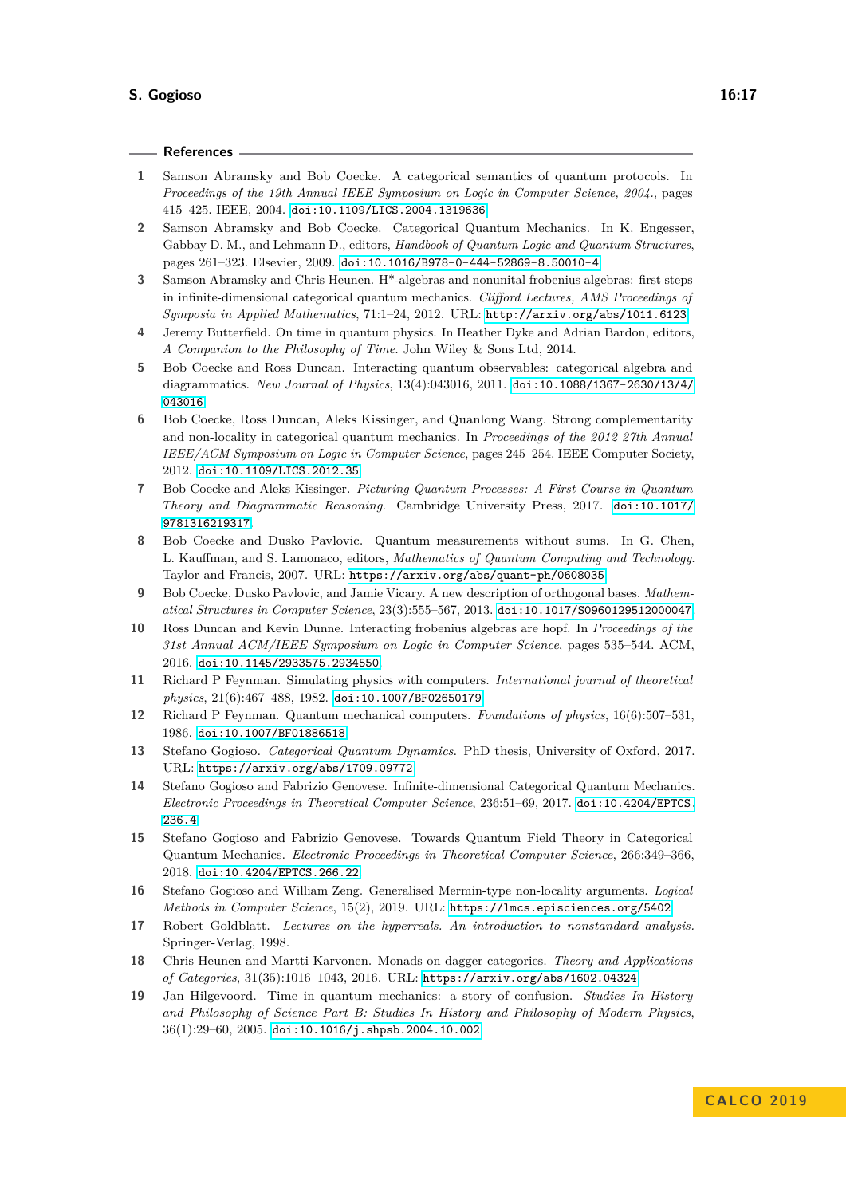## References

1. Samson Abramsky and Bob Coecke. A categorical semantics of quantum protocols. In *Proceedings of the 19th Annual IEEE Symposium on Logic in Computer Science, 2004.*, pages 415–425. IEEE, 2004. doi:10.1109/LICS.2004.1319636.
2. Samson Abramsky and Bob Coecke. Categorical Quantum Mechanics. In K. Engesser, Gabbay D. M., and Lehmann D., editors, *Handbook of Quantum Logic and Quantum Structures*, pages 261–323. Elsevier, 2009. doi:10.1016/B978-0-444-52869-8.50010-4.
3. Samson Abramsky and Chris Heunen. H*-algebras and nonunital frobenius algebras: first steps in infinite-dimensional categorical quantum mechanics. *Clifford Lectures, AMS Proceedings of Symposia in Applied Mathematics*, 71:1–24, 2012. URL: http://arxiv.org/abs/1011.6123.
4. Jeremy Butterfield. On time in quantum physics. In Heather Dyke and Adrian Bardon, editors, *A Companion to the Philosophy of Time.* John Wiley & Sons Ltd, 2014.
5. Bob Coecke and Ross Duncan. Interacting quantum observables: categorical algebra and diagrammatics. *New Journal of Physics*, 13(4):043016, 2011. doi:10.1088/1367-2630/13/4/043016.
6. Bob Coecke, Ross Duncan, Aleks Kissinger, and Quanlong Wang. Strong complementarity and non-locality in categorical quantum mechanics. In *Proceedings of the 2012 27th Annual IEEE/ACM Symposium on Logic in Computer Science*, pages 245–254. IEEE Computer Society, 2012. doi:10.1109/LICS.2012.35.
7. Bob Coecke and Aleks Kissinger. *Picturing Quantum Processes: A First Course in Quantum Theory and Diagrammatic Reasoning*. Cambridge University Press, 2017. doi:10.1017/9781316219317.
8. Bob Coecke and Dusko Pavlovic. Quantum measurements without sums. In G. Chen, L. Kauffman, and S. Lamonaco, editors, *Mathematics of Quantum Computing and Technology*. Taylor and Francis, 2007. URL: https://arxiv.org/abs/quant-ph/0608035.
9. Bob Coecke, Dusko Pavlovic, and Jamie Vicary. A new description of orthogonal bases. *Mathematical Structures in Computer Science*, 23(3):555–567, 2013. doi:10.1017/S0960129512000047.
10. Ross Duncan and Kevin Dunne. Interacting frobenius algebras are hopf. In *Proceedings of the 31st Annual ACM/IEEE Symposium on Logic in Computer Science*, pages 535–544. ACM, 2016. doi:10.1145/2933575.2934550.
11. Richard P Feynman. Simulating physics with computers. *International journal of theoretical physics*, 21(6):467–488, 1982. doi:10.1007/BF02650179.
12. Richard P Feynman. Quantum mechanical computers. *Foundations of physics*, 16(6):507–531, 1986. doi:10.1007/BF01886518.
13. Stefano Gogioso. *Categorical Quantum Dynamics*. PhD thesis, University of Oxford, 2017. URL: https://arxiv.org/abs/1709.09772.
14. Stefano Gogioso and Fabrizio Genovese. Infinite-dimensional Categorical Quantum Mechanics. *Electronic Proceedings in Theoretical Computer Science*, 236:51–69, 2017. doi:10.4204/EPTCS.236.4.
15. Stefano Gogioso and Fabrizio Genovese. Towards Quantum Field Theory in Categorical Quantum Mechanics. *Electronic Proceedings in Theoretical Computer Science*, 266:349–366, 2018. doi:10.4204/EPTCS.266.22.
16. Stefano Gogioso and William Zeng. Generalised Mermin-type non-locality arguments. *Logical Methods in Computer Science*, 15(2), 2019. URL: https://lmcs.episciences.org/5402.
17. Robert Goldblatt. *Lectures on the hyperreals. An introduction to nonstandard analysis.* Springer-Verlag, 1998.
18. Chris Heunen and Martti Karvonen. Monads on dagger categories. *Theory and Applications of Categories*, 31(35):1016–1043, 2016. URL: https://arxiv.org/abs/1602.04324.
19. Jan Hilgevoord. Time in quantum mechanics: a story of confusion. *Studies In History and Philosophy of Science Part B: Studies In History and Philosophy of Modern Physics*, 36(1):29–60, 2005. doi:10.1016/j.shpsb.2004.10.002.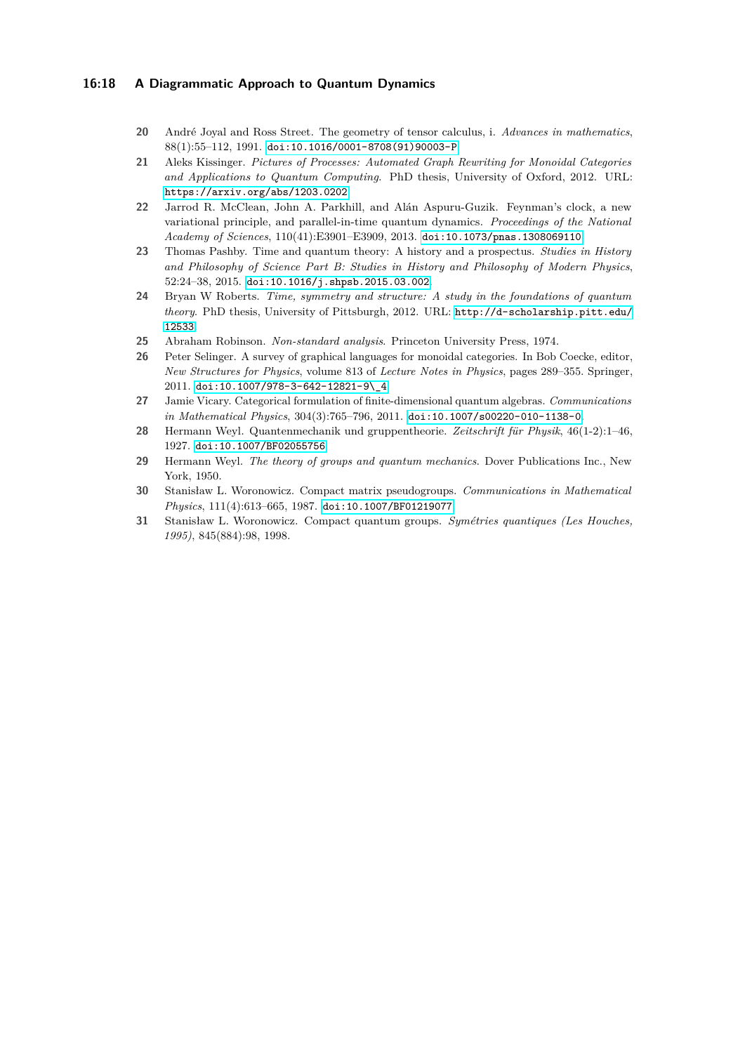20 André Joyal and Ross Street. The geometry of tensor calculus, i. *Advances in mathematics*, 88(1):55–112, 1991. doi:10.1016/0001-8708(91)90003-P

21 Aleks Kissinger. *Pictures of Processes: Automated Graph Rewriting for Monoidal Categories and Applications to Quantum Computing*. PhD thesis, University of Oxford, 2012. URL: https://arxiv.org/abs/1203.0202

22 Jarrod R. McClean, John A. Parkhill, and Alán Aspuru-Guzik. Feynman's clock, a new variational principle, and parallel-in-time quantum dynamics. *Proceedings of the National Academy of Sciences*, 110(41):E3901–E3909, 2013. doi:10.1073/pnas.1308069110

23 Thomas Pashby. Time and quantum theory: A history and a prospectus. *Studies in History and Philosophy of Science Part B: Studies in History and Philosophy of Modern Physics*, 52:24–38, 2015. doi:10.1016/j.shpsb.2015.03.002

24 Bryan W Roberts. *Time, symmetry and structure: A study in the foundations of quantum theory*. PhD thesis, University of Pittsburgh, 2012. URL: http://d-scholarship.pitt.edu/12533

25 Abraham Robinson. *Non-standard analysis*. Princeton University Press, 1974.

26 Peter Selinger. A survey of graphical languages for monoidal categories. In Bob Coecke, editor, *New Structures for Physics*, volume 813 of *Lecture Notes in Physics*, pages 289–355. Springer, 2011. doi:10.1007/978-3-642-12821-9\_4

27 Jamie Vicary. Categorical formulation of finite-dimensional quantum algebras. *Communications in Mathematical Physics*, 304(3):765–796, 2011. doi:10.1007/s00220-010-1138-0

28 Hermann Weyl. Quantenmechanik und gruppentheorie. *Zeitschrift für Physik*, 46(1-2):1–46, 1927. doi:10.1007/BF02055756

29 Hermann Weyl. *The theory of groups and quantum mechanics*. Dover Publications Inc., New York, 1950.

30 Stanisław L. Woronowicz. Compact matrix pseudogroups. *Communications in Mathematical Physics*, 111(4):613–665, 1987. doi:10.1007/BF01219077

31 Stanisław L. Woronowicz. Compact quantum groups. *Symétries quantiques (Les Houches, 1995)*, 845(884):98, 1998.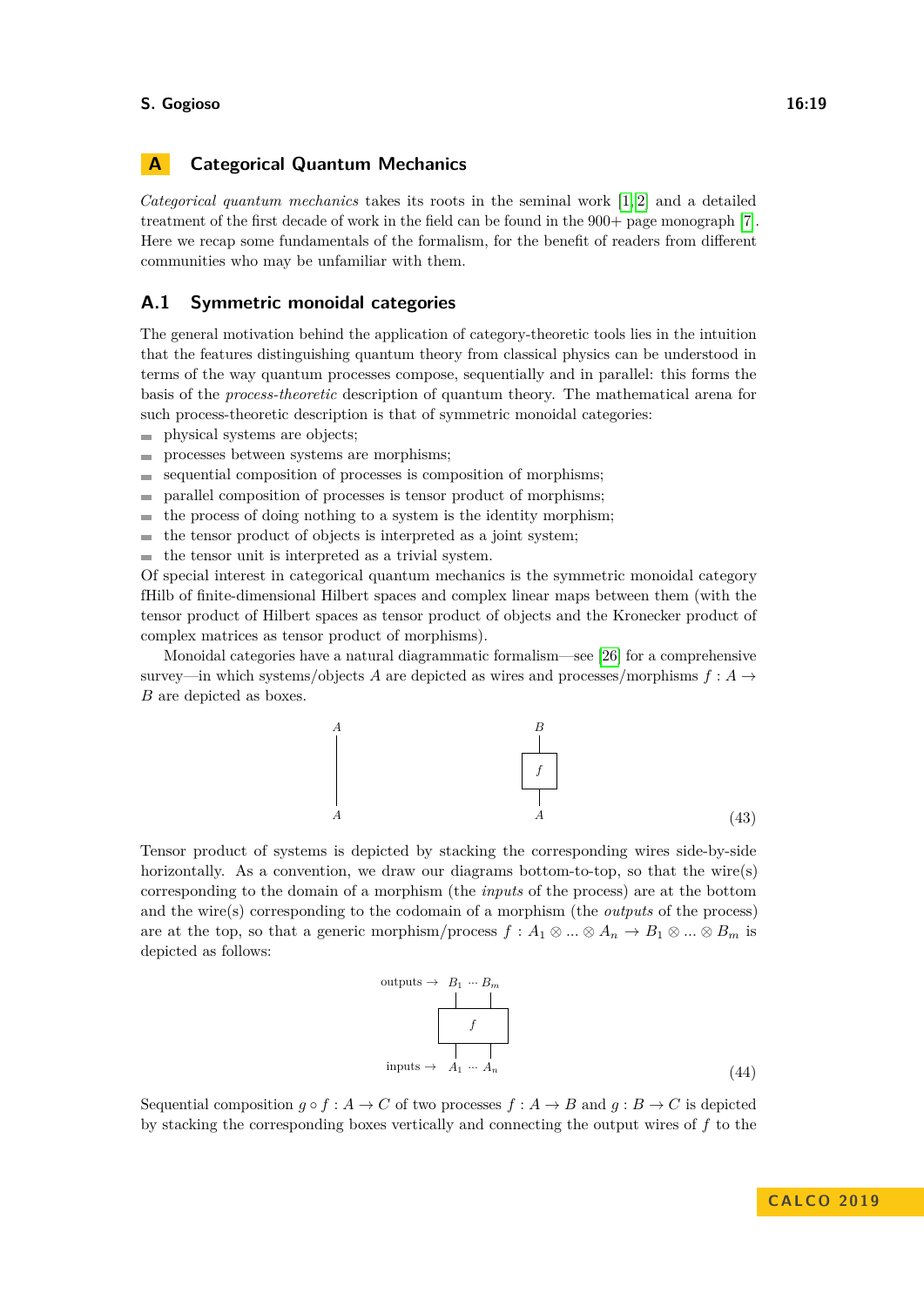## A Categorical Quantum Mechanics

*Categorical quantum mechanics* takes its roots in the seminal work [1, 2] and a detailed treatment of the first decade of work in the field can be found in the 900+ page monograph [7]. Here we recap some fundamentals of the formalism, for the benefit of readers from different communities who may be unfamiliar with them.

### A.1 Symmetric monoidal categories

The general motivation behind the application of category-theoretic tools lies in the intuition that the features distinguishing quantum theory from classical physics can be understood in terms of the way quantum processes compose, sequentially and in parallel: this forms the basis of the *process-theoretic* description of quantum theory. The mathematical arena for such process-theoretic description is that of symmetric monoidal categories:

- physical systems are objects;
- processes between systems are morphisms;
- sequential composition of processes is composition of morphisms;
- parallel composition of processes is tensor product of morphisms;
- the process of doing nothing to a system is the identity morphism;
- the tensor product of objects is interpreted as a joint system;
- the tensor unit is interpreted as a trivial system.

Of special interest in categorical quantum mechanics is the symmetric monoidal category fHilb of finite-dimensional Hilbert spaces and complex linear maps between them (with the tensor product of Hilbert spaces as tensor product of objects and the Kronecker product of complex matrices as tensor product of morphisms).

Monoidal categories have a natural diagrammatic formalism—see [26] for a comprehensive survey—in which systems/objects $A$ are depicted as wires and processes/morphisms $f : A \to B$ are depicted as boxes.

(43)

Tensor product of systems is depicted by stacking the corresponding wires side-by-side horizontally. As a convention, we draw our diagrams bottom-to-top, so that the wire(s) corresponding to the domain of a morphism (the *inputs* of the process) are at the bottom and the wire(s) corresponding to the codomain of a morphism (the *outputs* of the process) are at the top, so that a generic morphism/process $f : A_1 \otimes ... \otimes A_n \to B_1 \otimes ... \otimes B_m$ is depicted as follows:

(44)

Sequential composition $g \circ f : A \to C$ of two processes $f : A \to B$ and $g : B \to C$ is depicted by stacking the corresponding boxes vertically and connecting the output wires of $f$ to the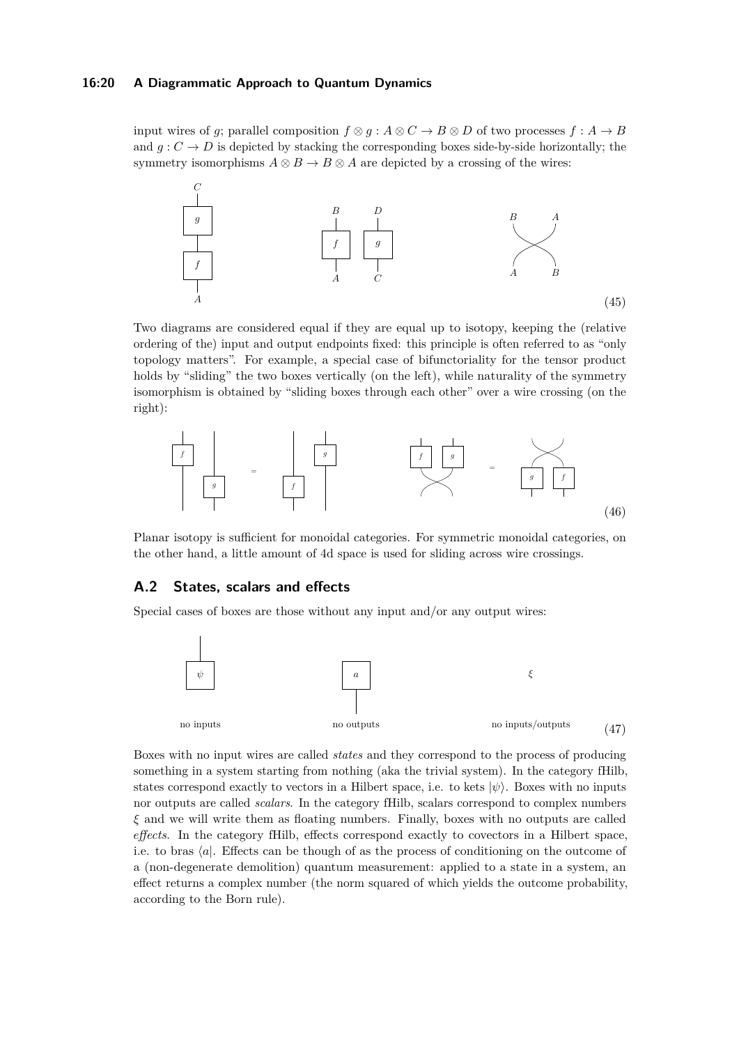input wires of $g$; parallel composition $f \otimes g : A \otimes C \to B \otimes D$ of two processes $f : A \to B$ and $g : C \to D$ is depicted by stacking the corresponding boxes side-by-side horizontally; the symmetry isomorphisms $A \otimes B \to B \otimes A$ are depicted by a crossing of the wires:

(45)

Two diagrams are considered equal if they are equal up to isotopy, keeping the (relative ordering of the) input and output endpoints fixed: this principle is often referred to as "only topology matters". For example, a special case of bifunctoriality for the tensor product holds by "sliding" the two boxes vertically (on the left), while naturality of the symmetry isomorphism is obtained by "sliding boxes through each other" over a wire crossing (on the right):

(46)

Planar isotopy is sufficient for monoidal categories. For symmetric monoidal categories, on the other hand, a little amount of 4d space is used for sliding across wire crossings.

## A.2 States, scalars and effects

Special cases of boxes are those without any input and/or any output wires:

no inputs &nbsp;&nbsp;&nbsp; no outputs &nbsp;&nbsp;&nbsp; no inputs/outputs (47)

Boxes with no input wires are called *states* and they correspond to the process of producing something in a system starting from nothing (aka the trivial system). In the category fHilb, states correspond exactly to vectors in a Hilbert space, i.e. to kets $|\psi\rangle$. Boxes with no inputs nor outputs are called *scalars*. In the category fHilb, scalars correspond to complex numbers $\xi$ and we will write them as floating numbers. Finally, boxes with no outputs are called *effects*. In the category fHilb, effects correspond exactly to covectors in a Hilbert space, i.e. to bras $\langle a|$. Effects can be though of as the process of conditioning on the outcome of a (non-degenerate demolition) quantum measurement: applied to a state in a system, an effect returns a complex number (the norm squared of which yields the outcome probability, according to the Born rule).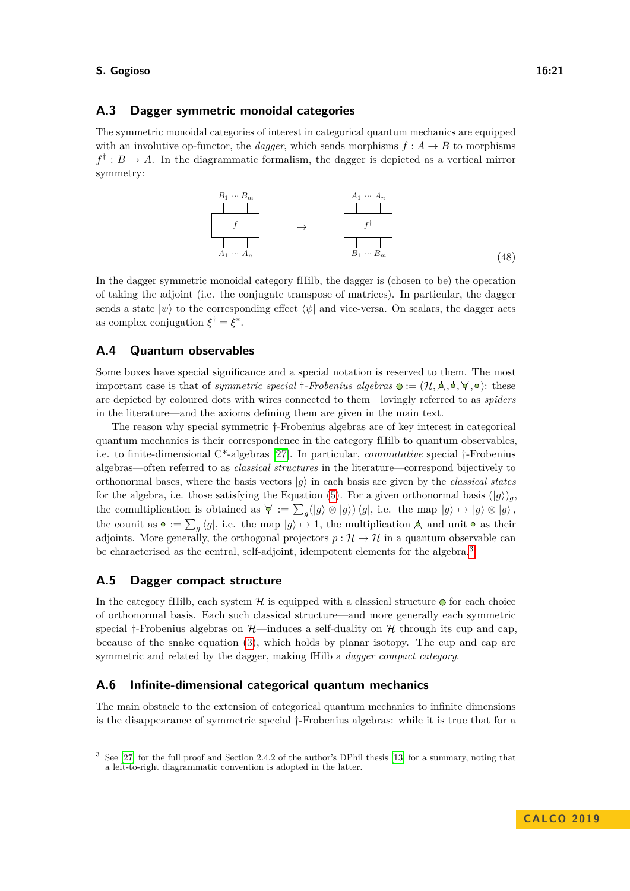## A.3 Dagger symmetric monoidal categories

The symmetric monoidal categories of interest in categorical quantum mechanics are equipped with an involutive op-functor, the *dagger*, which sends morphisms $f : A \to B$ to morphisms $f^\dagger : B \to A$. In the diagrammatic formalism, the dagger is depicted as a vertical mirror symmetry:

$$\begin{array}{c} B_1 \cdots B_m \\ \boxed{\quad f \quad} \\ A_1 \cdots A_n \end{array} \quad \mapsto \quad \begin{array}{c} A_1 \cdots A_n \\ \boxed{\quad f^\dagger \quad} \\ B_1 \cdots B_m \end{array} \tag{48}$$

In the dagger symmetric monoidal category fHilb, the dagger is (chosen to be) the operation of taking the adjoint (i.e. the conjugate transpose of matrices). In particular, the dagger sends a state $|\psi\rangle$ to the corresponding effect $\langle\psi|$ and vice-versa. On scalars, the dagger acts as complex conjugation $\xi^\dagger = \xi^*$.

## A.4 Quantum observables

Some boxes have special significance and a special notation is reserved to them. The most important case is that of *symmetric special †-Frobenius algebras* ○ := ($\mathcal{H}$, ⅄, ⌽, Y, ♀): these are depicted by coloured dots with wires connected to them—lovingly referred to as *spiders* in the literature—and the axioms defining them are given in the main text.

The reason why special symmetric †-Frobenius algebras are of key interest in categorical quantum mechanics is their correspondence in the category fHilb to quantum observables, i.e. to finite-dimensional C*-algebras [27]. In particular, *commutative* special †-Frobenius algebras—often referred to as *classical structures* in the literature—correspond bijectively to orthonormal bases, where the basis vectors $|g\rangle$ in each basis are given by the *classical states* for the algebra, i.e. those satisfying the Equation (5). For a given orthonormal basis $(|g\rangle)_g$, the comultiplication is obtained as Y $:= \sum_g (|g\rangle \otimes |g\rangle) \langle g|$, i.e. the map $|g\rangle \mapsto |g\rangle \otimes |g\rangle$, the counit as ♀ $:= \sum_g \langle g|$, i.e. the map $|g\rangle \mapsto 1$, the multiplication ⅄ and unit ⌽ as their adjoints. More generally, the orthogonal projectors $p : \mathcal{H} \to \mathcal{H}$ in a quantum observable can be characterised as the central, self-adjoint, idempotent elements for the algebra.[3]

## A.5 Dagger compact structure

In the category fHilb, each system $\mathcal{H}$ is equipped with a classical structure ○ for each choice of orthonormal basis. Each such classical structure—and more generally each symmetric special †-Frobenius algebras on $\mathcal{H}$—induces a self-duality on $\mathcal{H}$ through its cup and cap, because of the snake equation (3), which holds by planar isotopy. The cup and cap are symmetric and related by the dagger, making fHilb a *dagger compact category*.

## A.6 Infinite-dimensional categorical quantum mechanics

The main obstacle to the extension of categorical quantum mechanics to infinite dimensions is the disappearance of symmetric special †-Frobenius algebras: while it is true that for a

---

[3] See [27] for the full proof and Section 2.4.2 of the author's DPhil thesis [13] for a summary, noting that a left-to-right diagrammatic convention is adopted in the latter.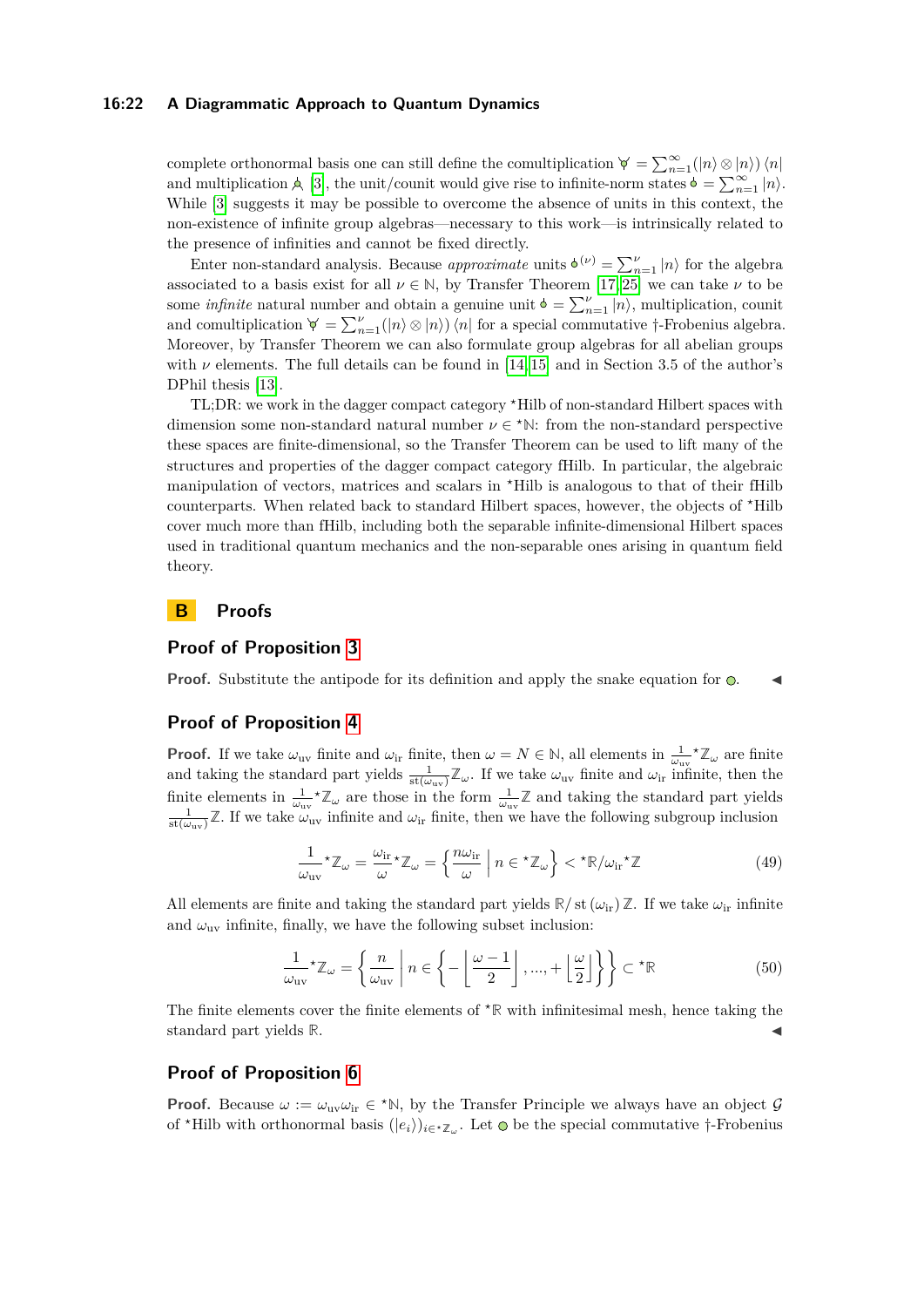complete orthonormal basis one can still define the comultiplication $\forall = \sum_{n=1}^{\infty}(|n\rangle \otimes |n\rangle)\langle n|$ and multiplication $\curlywedge$ [3], the unit/counit would give rise to infinite-norm states $\phi = \sum_{n=1}^{\infty} |n\rangle$. While [3] suggests it may be possible to overcome the absence of units in this context, the non-existence of infinite group algebras—necessary to this work—is intrinsically related to the presence of infinities and cannot be fixed directly.

Enter non-standard analysis. Because *approximate* units $\phi^{(\nu)} = \sum_{n=1}^{\nu} |n\rangle$ for the algebra associated to a basis exist for all $\nu \in \mathbb{N}$, by Transfer Theorem [17, 25] we can take $\nu$ to be some *infinite* natural number and obtain a genuine unit $\phi = \sum_{n=1}^{\nu} |n\rangle$, multiplication, counit and comultiplication $\forall = \sum_{n=1}^{\nu}(|n\rangle \otimes |n\rangle)\langle n|$ for a special commutative †-Frobenius algebra. Moreover, by Transfer Theorem we can also formulate group algebras for all abelian groups with $\nu$ elements. The full details can be found in [14, 15] and in Section 3.5 of the author's DPhil thesis [13].

TL;DR: we work in the dagger compact category $^\star$Hilb of non-standard Hilbert spaces with dimension some non-standard natural number $\nu \in {^\star}\mathbb{N}$: from the non-standard perspective these spaces are finite-dimensional, so the Transfer Theorem can be used to lift many of the structures and properties of the dagger compact category fHilb. In particular, the algebraic manipulation of vectors, matrices and scalars in $^\star$Hilb is analogous to that of their fHilb counterparts. When related back to standard Hilbert spaces, however, the objects of $^\star$Hilb cover much more than fHilb, including both the separable infinite-dimensional Hilbert spaces used in traditional quantum mechanics and the non-separable ones arising in quantum field theory.

# B Proofs

## Proof of Proposition 3

**Proof.** Substitute the antipode for its definition and apply the snake equation for $\circ$. ◂

## Proof of Proposition 4

**Proof.** If we take $\omega_{\text{uv}}$ finite and $\omega_{\text{ir}}$ finite, then $\omega = N \in \mathbb{N}$, all elements in $\frac{1}{\omega_{\text{uv}}}{^\star}\mathbb{Z}_\omega$ are finite and taking the standard part yields $\frac{1}{\text{st}(\omega_{\text{uv}})}\mathbb{Z}_\omega$. If we take $\omega_{\text{uv}}$ finite and $\omega_{\text{ir}}$ infinite, then the finite elements in $\frac{1}{\omega_{\text{uv}}}{^\star}\mathbb{Z}_\omega$ are those in the form $\frac{1}{\omega_{\text{uv}}}\mathbb{Z}$ and taking the standard part yields $\frac{1}{\text{st}(\omega_{\text{uv}})}\mathbb{Z}$. If we take $\omega_{\text{uv}}$ infinite and $\omega_{\text{ir}}$ finite, then we have the following subgroup inclusion

$$\frac{1}{\omega_{\text{uv}}}{^\star}\mathbb{Z}_\omega = \frac{\omega_{\text{ir}}}{\omega}{^\star}\mathbb{Z}_\omega = \left\{ \frac{n\omega_{\text{ir}}}{\omega} \,\middle|\, n \in {^\star}\mathbb{Z}_\omega \right\} < {^\star}\mathbb{R}/\omega_{\text{ir}}{^\star}\mathbb{Z} \tag{49}$$

All elements are finite and taking the standard part yields $\mathbb{R}/\,\text{st}\,(\omega_{\text{ir}})\,\mathbb{Z}$. If we take $\omega_{\text{ir}}$ infinite and $\omega_{\text{uv}}$ infinite, finally, we have the following subset inclusion:

$$\frac{1}{\omega_{\text{uv}}}{^\star}\mathbb{Z}_\omega = \left\{ \frac{n}{\omega_{\text{uv}}} \,\middle|\, n \in \left\{ -\left\lfloor \frac{\omega - 1}{2} \right\rfloor, ..., +\left\lfloor \frac{\omega}{2} \right\rfloor \right\} \right\} \subset {^\star}\mathbb{R} \tag{50}$$

The finite elements cover the finite elements of $^\star\mathbb{R}$ with infinitesimal mesh, hence taking the standard part yields $\mathbb{R}$. ◂

## Proof of Proposition 6

**Proof.** Because $\omega := \omega_{\text{uv}}\omega_{\text{ir}} \in {^\star}\mathbb{N}$, by the Transfer Principle we always have an object $\mathcal{G}$ of $^\star$Hilb with orthonormal basis $(|e_i\rangle)_{i \in {^\star}\mathbb{Z}_\omega}$. Let $\circ$ be the special commutative †-Frobenius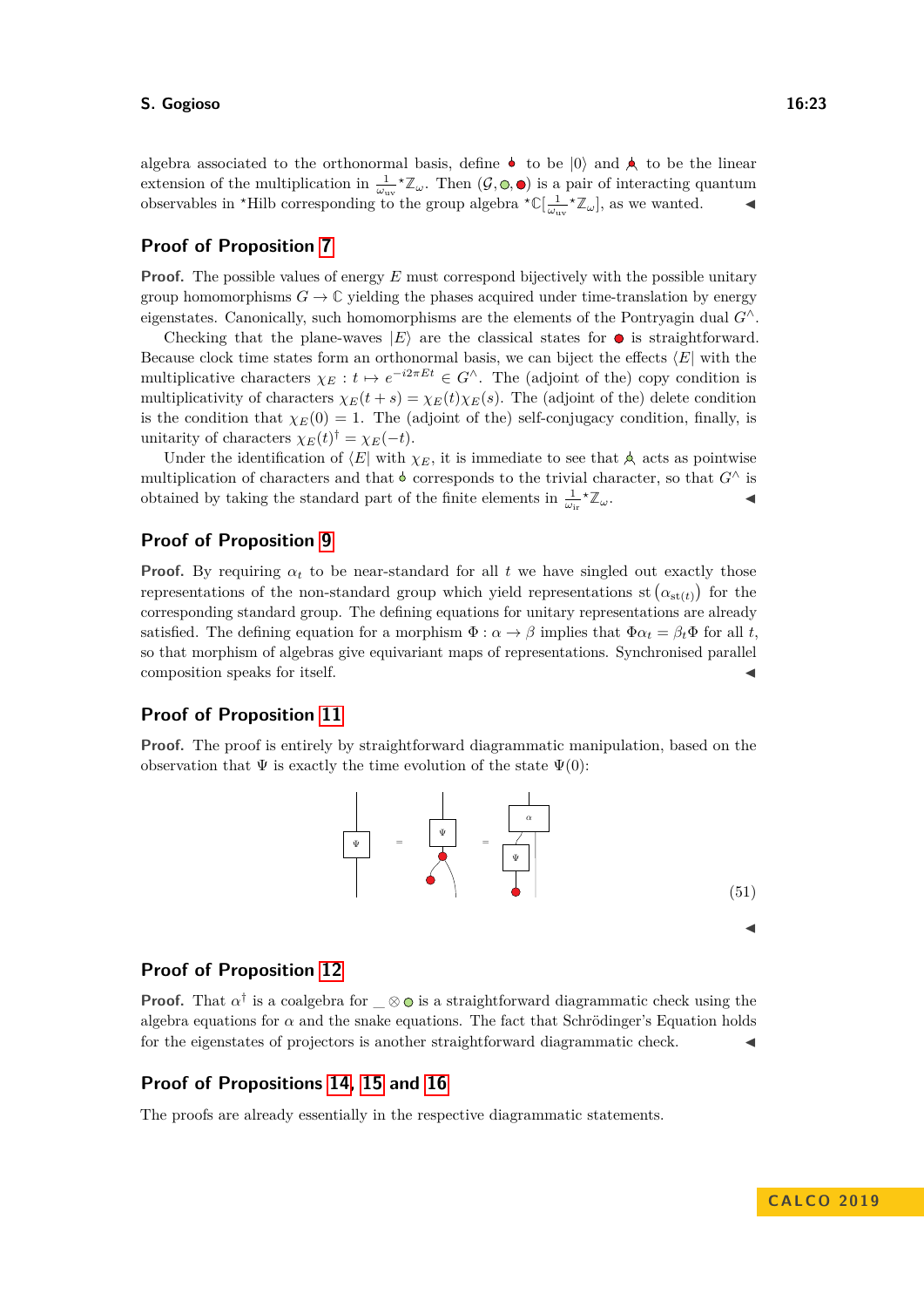algebra associated to the orthonormal basis, define ● to be $|0\rangle$ and ● to be the linear extension of the multiplication in $\frac{1}{\omega_{uv}}{}^{\star}\mathbb{Z}_\omega$. Then $(\mathcal{G}, \circ, \bullet)$ is a pair of interacting quantum observables in ${}^{\star}$Hilb corresponding to the group algebra ${}^{\star}\mathbb{C}[\frac{1}{\omega_{uv}}{}^{\star}\mathbb{Z}_\omega]$, as we wanted. ◀

## Proof of Proposition 7

**Proof.** The possible values of energy $E$ must correspond bijectively with the possible unitary group homomorphisms $G \to \mathbb{C}$ yielding the phases acquired under time-translation by energy eigenstates. Canonically, such homomorphisms are the elements of the Pontryagin dual $G^\wedge$.

Checking that the plane-waves $|E\rangle$ are the classical states for ● is straightforward. Because clock time states form an orthonormal basis, we can biject the effects $\langle E|$ with the multiplicative characters $\chi_E : t \mapsto e^{-i2\pi Et} \in G^\wedge$. The (adjoint of the) copy condition is multiplicativity of characters $\chi_E(t+s) = \chi_E(t)\chi_E(s)$. The (adjoint of the) delete condition is the condition that $\chi_E(0) = 1$. The (adjoint of the) self-conjugacy condition, finally, is unitarity of characters $\chi_E(t)^\dagger = \chi_E(-t)$.

Under the identification of $\langle E|$ with $\chi_E$, it is immediate to see that ○ acts as pointwise multiplication of characters and that ○ corresponds to the trivial character, so that $G^\wedge$ is obtained by taking the standard part of the finite elements in $\frac{1}{\omega_{ir}}{}^{\star}\mathbb{Z}_\omega$. ◀

## Proof of Proposition 9

**Proof.** By requiring $\alpha_t$ to be near-standard for all $t$ we have singled out exactly those representations of the non-standard group which yield representations $\mathrm{st}\left(\alpha_{\mathrm{st}(t)}\right)$ for the corresponding standard group. The defining equations for unitary representations are already satisfied. The defining equation for a morphism $\Phi : \alpha \to \beta$ implies that $\Phi\alpha_t = \beta_t\Phi$ for all $t$, so that morphism of algebras give equivariant maps of representations. Synchronised parallel composition speaks for itself. ◀

## Proof of Proposition 11

**Proof.** The proof is entirely by straightforward diagrammatic manipulation, based on the observation that $\Psi$ is exactly the time evolution of the state $\Psi(0)$:

Ψ = Ψ = α Ψ (51)

◀

## Proof of Proposition 12

**Proof.** That $\alpha^\dagger$ is a coalgebra for $\_ \otimes$ ○ is a straightforward diagrammatic check using the algebra equations for $\alpha$ and the snake equations. The fact that Schrödinger's Equation holds for the eigenstates of projectors is another straightforward diagrammatic check. ◀

## Proof of Propositions 14, 15 and 16

The proofs are already essentially in the respective diagrammatic statements.